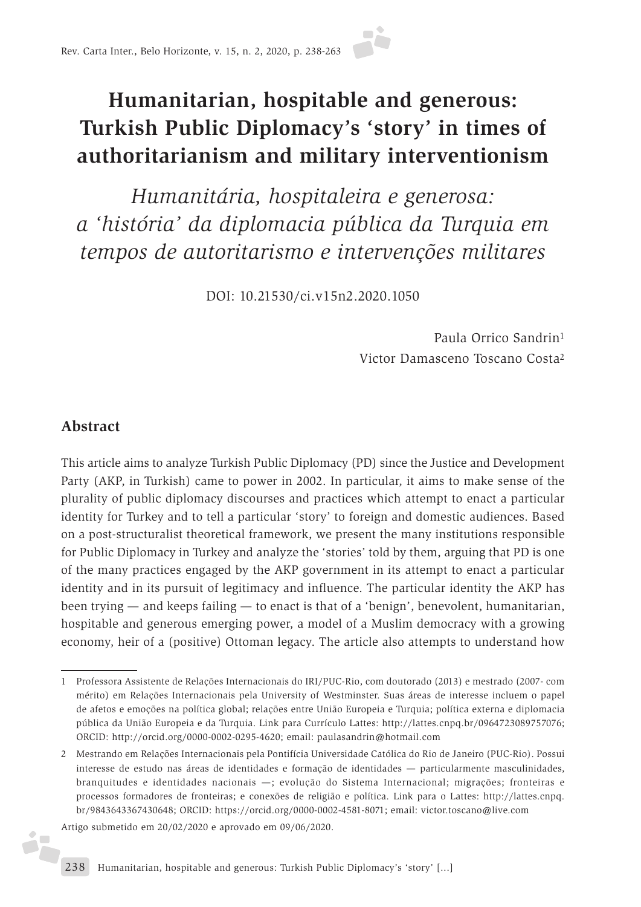# Humanitarian, hospitable and generous: Turkish Public Diplomacy's 'story' in times of authoritarianism and military interventionism

*Humanitária, hospitaleira e generosa: a 'história' da diplomacia pública da Turquia em tempos de autoritarismo e intervenções militares*

DOI: 10.21530/ci.v15n2.2020.1050

Paula Orrico Sandrin[1]
Victor Damasceno Toscano Costa[2]

## Abstract

This article aims to analyze Turkish Public Diplomacy (PD) since the Justice and Development Party (AKP, in Turkish) came to power in 2002. In particular, it aims to make sense of the plurality of public diplomacy discourses and practices which attempt to enact a particular identity for Turkey and to tell a particular 'story' to foreign and domestic audiences. Based on a post-structuralist theoretical framework, we present the many institutions responsible for Public Diplomacy in Turkey and analyze the 'stories' told by them, arguing that PD is one of the many practices engaged by the AKP government in its attempt to enact a particular identity and in its pursuit of legitimacy and influence. The particular identity the AKP has been trying — and keeps failing — to enact is that of a 'benign', benevolent, humanitarian, hospitable and generous emerging power, a model of a Muslim democracy with a growing economy, heir of a (positive) Ottoman legacy. The article also attempts to understand how

---

1 Professora Assistente de Relações Internacionais do IRI/PUC-Rio, com doutorado (2013) e mestrado (2007- com mérito) em Relações Internacionais pela University of Westminster. Suas áreas de interesse incluem o papel de afetos e emoções na política global; relações entre União Europeia e Turquia; política externa e diplomacia pública da União Europeia e da Turquia. Link para Currículo Lattes: http://lattes.cnpq.br/0964723089757076; ORCID: http://orcid.org/0000-0002-0295-4620; email: paulasandrin@hotmail.com

2 Mestrando em Relações Internacionais pela Pontifícia Universidade Católica do Rio de Janeiro (PUC-Rio). Possui interesse de estudo nas áreas de identidades e formação de identidades — particularmente masculinidades, branquitudes e identidades nacionais —; evolução do Sistema Internacional; migrações; fronteiras e processos formadores de fronteiras; e conexões de religião e política. Link para o Lattes: http://lattes.cnpq.br/9843643367430648; ORCID: https://orcid.org/0000-0002-4581-8071; email: victor.toscano@live.com

Artigo submetido em 20/02/2020 e aprovado em 09/06/2020.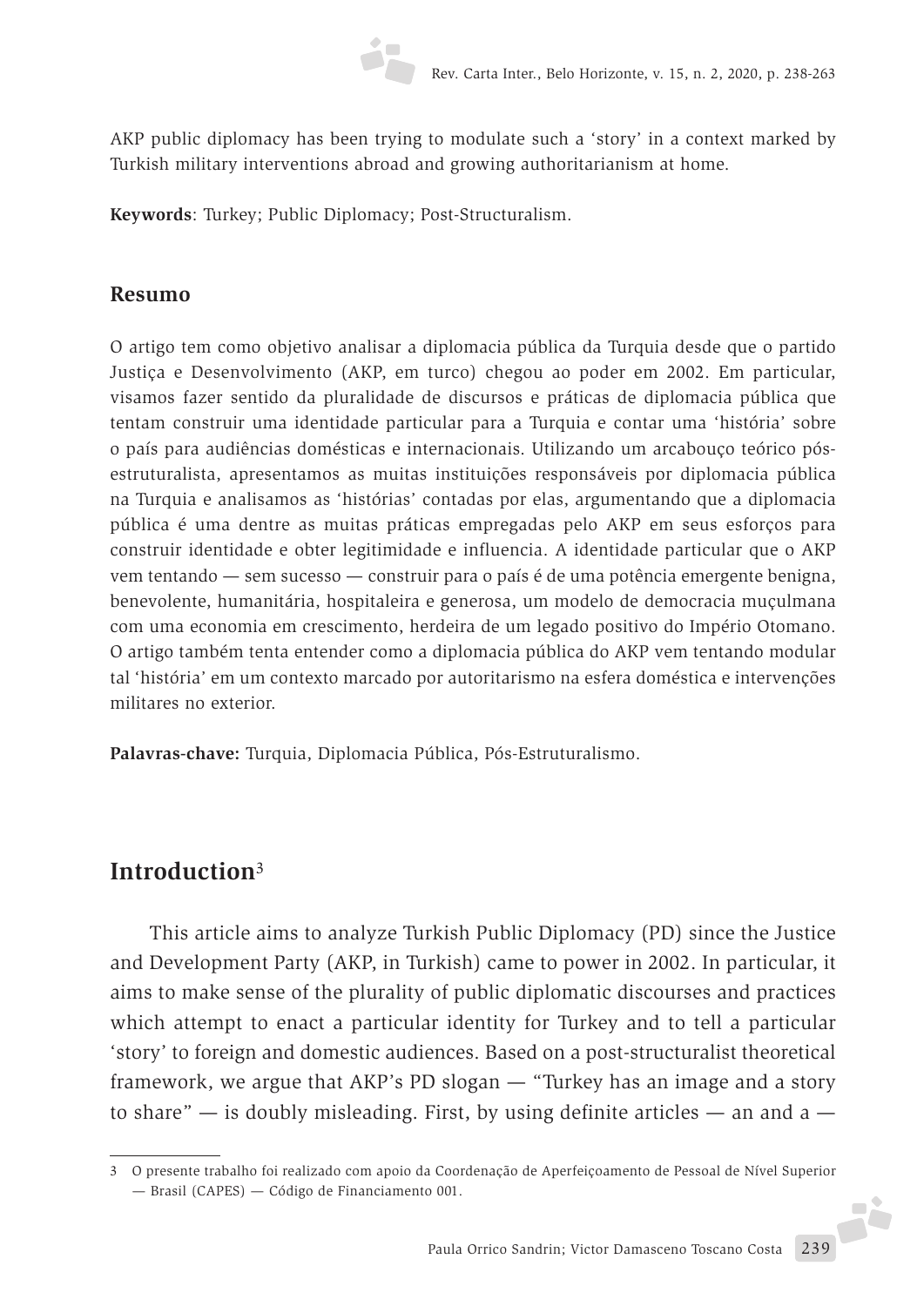AKP public diplomacy has been trying to modulate such a 'story' in a context marked by Turkish military interventions abroad and growing authoritarianism at home.

**Keywords**: Turkey; Public Diplomacy; Post-Structuralism.

## Resumo

O artigo tem como objetivo analisar a diplomacia pública da Turquia desde que o partido Justiça e Desenvolvimento (AKP, em turco) chegou ao poder em 2002. Em particular, visamos fazer sentido da pluralidade de discursos e práticas de diplomacia pública que tentam construir uma identidade particular para a Turquia e contar uma 'história' sobre o país para audiências domésticas e internacionais. Utilizando um arcabouço teórico pós-estruturalista, apresentamos as muitas instituições responsáveis por diplomacia pública na Turquia e analisamos as 'histórias' contadas por elas, argumentando que a diplomacia pública é uma dentre as muitas práticas empregadas pelo AKP em seus esforços para construir identidade e obter legitimidade e influencia. A identidade particular que o AKP vem tentando — sem sucesso — construir para o país é de uma potência emergente benigna, benevolente, humanitária, hospitaleira e generosa, um modelo de democracia muçulmana com uma economia em crescimento, herdeira de um legado positivo do Império Otomano. O artigo também tenta entender como a diplomacia pública do AKP vem tentando modular tal 'história' em um contexto marcado por autoritarismo na esfera doméstica e intervenções militares no exterior.

**Palavras-chave:** Turquia, Diplomacia Pública, Pós-Estruturalismo.

## Introduction[3]

This article aims to analyze Turkish Public Diplomacy (PD) since the Justice and Development Party (AKP, in Turkish) came to power in 2002. In particular, it aims to make sense of the plurality of public diplomatic discourses and practices which attempt to enact a particular identity for Turkey and to tell a particular 'story' to foreign and domestic audiences. Based on a post-structuralist theoretical framework, we argue that AKP's PD slogan — "Turkey has an image and a story to share" — is doubly misleading. First, by using definite articles — an and a —

3 O presente trabalho foi realizado com apoio da Coordenação de Aperfeiçoamento de Pessoal de Nível Superior — Brasil (CAPES) — Código de Financiamento 001.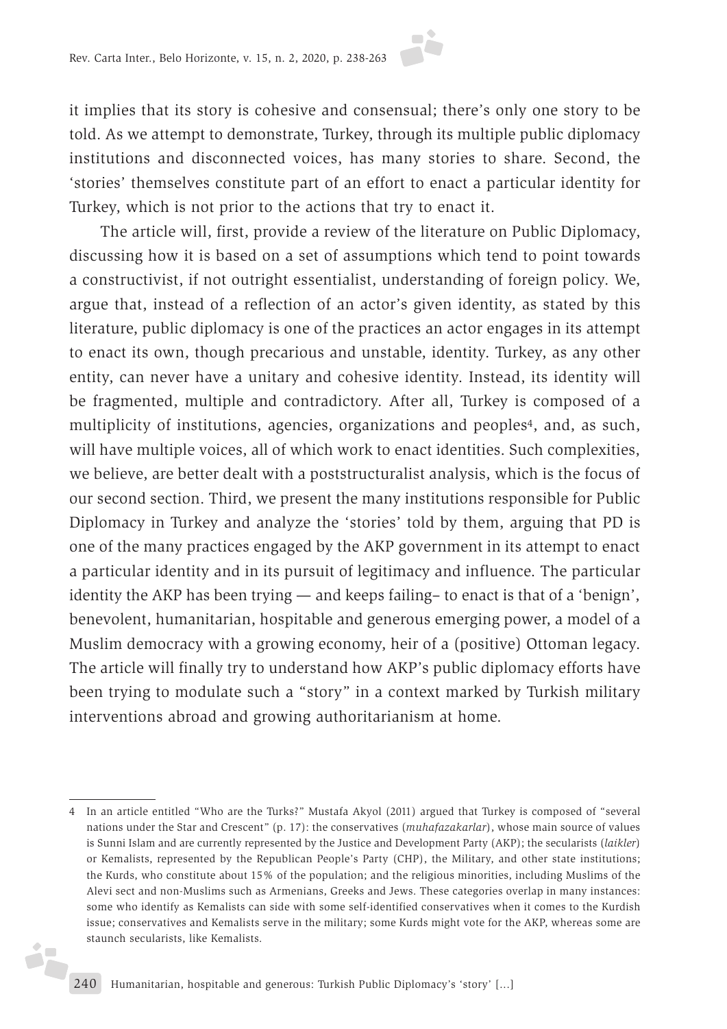it implies that its story is cohesive and consensual; there's only one story to be told. As we attempt to demonstrate, Turkey, through its multiple public diplomacy institutions and disconnected voices, has many stories to share. Second, the 'stories' themselves constitute part of an effort to enact a particular identity for Turkey, which is not prior to the actions that try to enact it.

The article will, first, provide a review of the literature on Public Diplomacy, discussing how it is based on a set of assumptions which tend to point towards a constructivist, if not outright essentialist, understanding of foreign policy. We, argue that, instead of a reflection of an actor's given identity, as stated by this literature, public diplomacy is one of the practices an actor engages in its attempt to enact its own, though precarious and unstable, identity. Turkey, as any other entity, can never have a unitary and cohesive identity. Instead, its identity will be fragmented, multiple and contradictory. After all, Turkey is composed of a multiplicity of institutions, agencies, organizations and peoples[4], and, as such, will have multiple voices, all of which work to enact identities. Such complexities, we believe, are better dealt with a poststructuralist analysis, which is the focus of our second section. Third, we present the many institutions responsible for Public Diplomacy in Turkey and analyze the 'stories' told by them, arguing that PD is one of the many practices engaged by the AKP government in its attempt to enact a particular identity and in its pursuit of legitimacy and influence. The particular identity the AKP has been trying — and keeps failing– to enact is that of a 'benign', benevolent, humanitarian, hospitable and generous emerging power, a model of a Muslim democracy with a growing economy, heir of a (positive) Ottoman legacy. The article will finally try to understand how AKP's public diplomacy efforts have been trying to modulate such a "story" in a context marked by Turkish military interventions abroad and growing authoritarianism at home.

---

4 In an article entitled "Who are the Turks?" Mustafa Akyol (2011) argued that Turkey is composed of "several nations under the Star and Crescent" (p. 17): the conservatives (*muhafazakarlar*), whose main source of values is Sunni Islam and are currently represented by the Justice and Development Party (AKP); the secularists (*laikler*) or Kemalists, represented by the Republican People's Party (CHP), the Military, and other state institutions; the Kurds, who constitute about 15% of the population; and the religious minorities, including Muslims of the Alevi sect and non-Muslims such as Armenians, Greeks and Jews. These categories overlap in many instances: some who identify as Kemalists can side with some self-identified conservatives when it comes to the Kurdish issue; conservatives and Kemalists serve in the military; some Kurds might vote for the AKP, whereas some are staunch secularists, like Kemalists.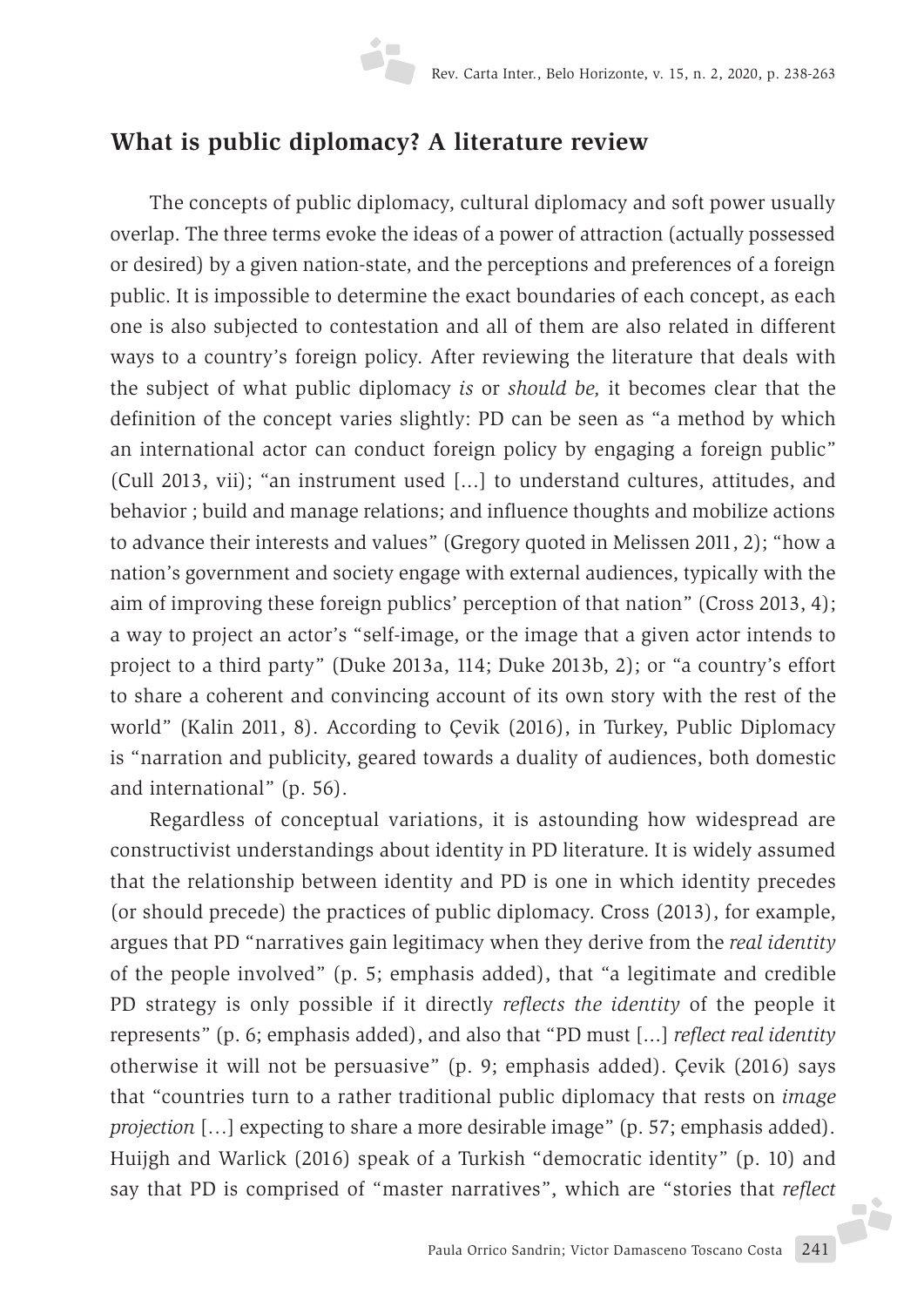## What is public diplomacy? A literature review

The concepts of public diplomacy, cultural diplomacy and soft power usually overlap. The three terms evoke the ideas of a power of attraction (actually possessed or desired) by a given nation-state, and the perceptions and preferences of a foreign public. It is impossible to determine the exact boundaries of each concept, as each one is also subjected to contestation and all of them are also related in different ways to a country's foreign policy. After reviewing the literature that deals with the subject of what public diplomacy *is* or *should be,* it becomes clear that the definition of the concept varies slightly: PD can be seen as "a method by which an international actor can conduct foreign policy by engaging a foreign public" (Cull 2013, vii); "an instrument used [...] to understand cultures, attitudes, and behavior ; build and manage relations; and influence thoughts and mobilize actions to advance their interests and values" (Gregory quoted in Melissen 2011, 2); "how a nation's government and society engage with external audiences, typically with the aim of improving these foreign publics' perception of that nation" (Cross 2013, 4); a way to project an actor's "self-image, or the image that a given actor intends to project to a third party" (Duke 2013a, 114; Duke 2013b, 2); or "a country's effort to share a coherent and convincing account of its own story with the rest of the world" (Kalin 2011, 8). According to Çevik (2016), in Turkey, Public Diplomacy is "narration and publicity, geared towards a duality of audiences, both domestic and international" (p. 56).

Regardless of conceptual variations, it is astounding how widespread are constructivist understandings about identity in PD literature. It is widely assumed that the relationship between identity and PD is one in which identity precedes (or should precede) the practices of public diplomacy. Cross (2013), for example, argues that PD "narratives gain legitimacy when they derive from the *real identity* of the people involved" (p. 5; emphasis added), that "a legitimate and credible PD strategy is only possible if it directly *reflects the identity* of the people it represents" (p. 6; emphasis added), and also that "PD must [...] *reflect real identity* otherwise it will not be persuasive" (p. 9; emphasis added). Çevik (2016) says that "countries turn to a rather traditional public diplomacy that rests on *image projection* [...] expecting to share a more desirable image" (p. 57; emphasis added). Huijgh and Warlick (2016) speak of a Turkish "democratic identity" (p. 10) and say that PD is comprised of "master narratives", which are "stories that *reflect*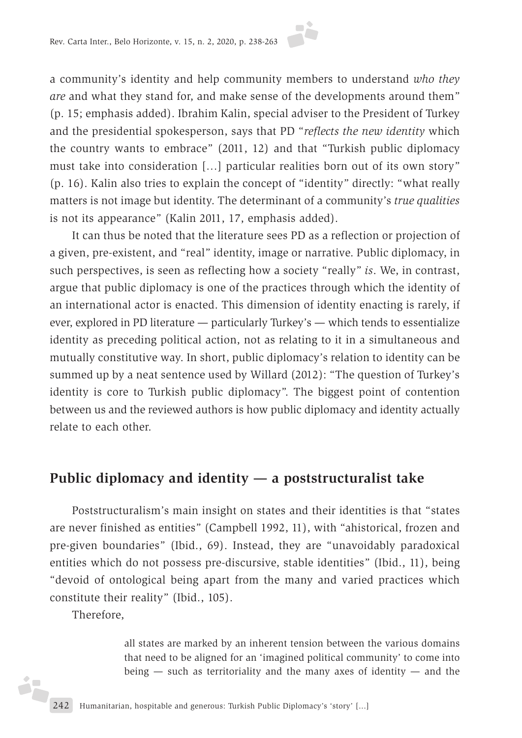a community's identity and help community members to understand *who they are* and what they stand for, and make sense of the developments around them" (p. 15; emphasis added). Ibrahim Kalin, special adviser to the President of Turkey and the presidential spokesperson, says that PD "*reflects the new identity* which the country wants to embrace" (2011, 12) and that "Turkish public diplomacy must take into consideration [...] particular realities born out of its own story" (p. 16). Kalin also tries to explain the concept of "identity" directly: "what really matters is not image but identity. The determinant of a community's *true qualities* is not its appearance" (Kalin 2011, 17, emphasis added).

It can thus be noted that the literature sees PD as a reflection or projection of a given, pre-existent, and "real" identity, image or narrative. Public diplomacy, in such perspectives, is seen as reflecting how a society "really" *is*. We, in contrast, argue that public diplomacy is one of the practices through which the identity of an international actor is enacted. This dimension of identity enacting is rarely, if ever, explored in PD literature — particularly Turkey's — which tends to essentialize identity as preceding political action, not as relating to it in a simultaneous and mutually constitutive way. In short, public diplomacy's relation to identity can be summed up by a neat sentence used by Willard (2012): "The question of Turkey's identity is core to Turkish public diplomacy". The biggest point of contention between us and the reviewed authors is how public diplomacy and identity actually relate to each other.

## Public diplomacy and identity — a poststructuralist take

Poststructuralism's main insight on states and their identities is that "states are never finished as entities" (Campbell 1992, 11), with "ahistorical, frozen and pre-given boundaries" (Ibid., 69). Instead, they are "unavoidably paradoxical entities which do not possess pre-discursive, stable identities" (Ibid., 11), being "devoid of ontological being apart from the many and varied practices which constitute their reality" (Ibid., 105).

Therefore,

> all states are marked by an inherent tension between the various domains that need to be aligned for an 'imagined political community' to come into being — such as territoriality and the many axes of identity — and the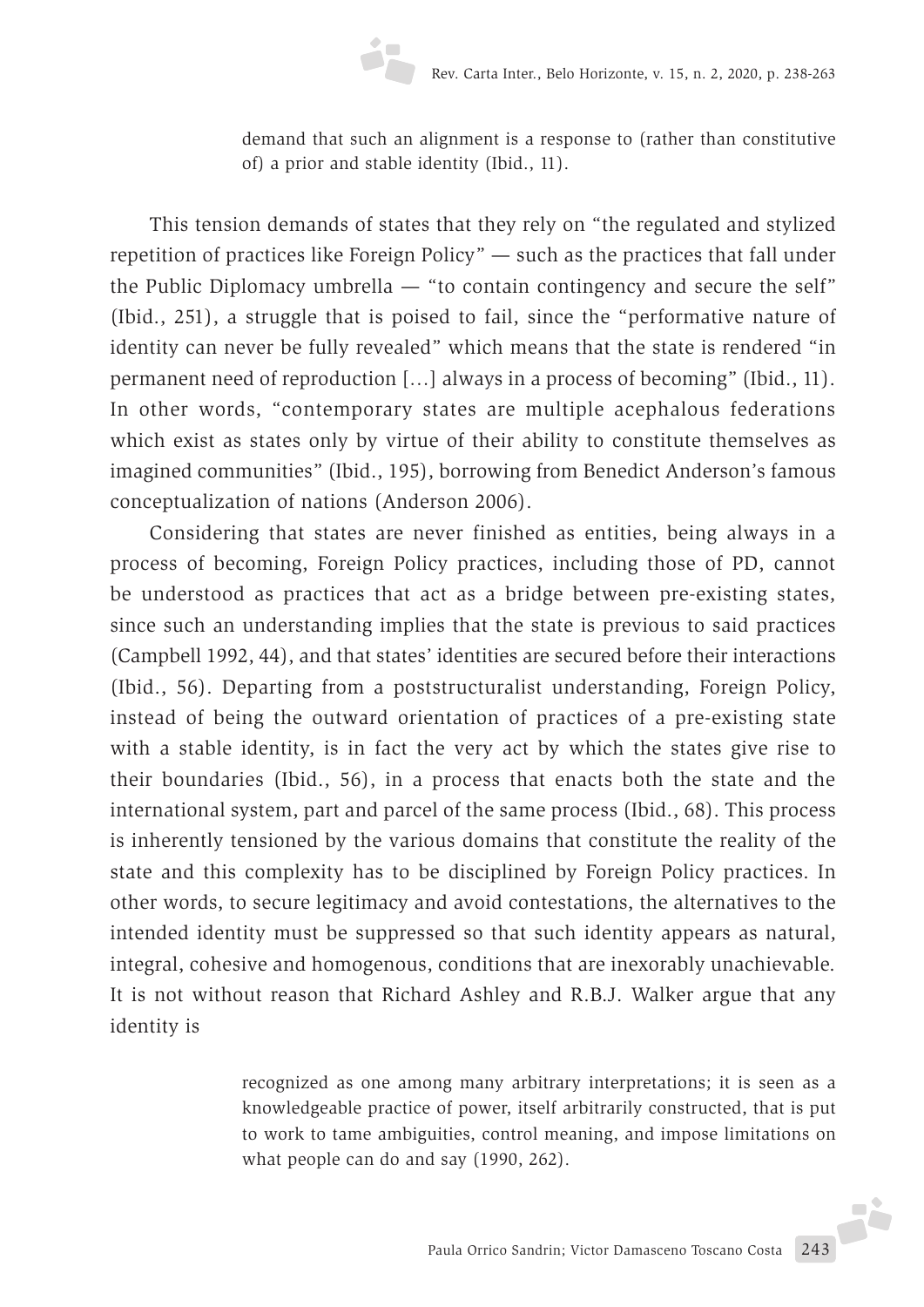> demand that such an alignment is a response to (rather than constitutive of) a prior and stable identity (Ibid., 11).

This tension demands of states that they rely on "the regulated and stylized repetition of practices like Foreign Policy" — such as the practices that fall under the Public Diplomacy umbrella — "to contain contingency and secure the self" (Ibid., 251), a struggle that is poised to fail, since the "performative nature of identity can never be fully revealed" which means that the state is rendered "in permanent need of reproduction [...] always in a process of becoming" (Ibid., 11). In other words, "contemporary states are multiple acephalous federations which exist as states only by virtue of their ability to constitute themselves as imagined communities" (Ibid., 195), borrowing from Benedict Anderson's famous conceptualization of nations (Anderson 2006).

Considering that states are never finished as entities, being always in a process of becoming, Foreign Policy practices, including those of PD, cannot be understood as practices that act as a bridge between pre-existing states, since such an understanding implies that the state is previous to said practices (Campbell 1992, 44), and that states' identities are secured before their interactions (Ibid., 56). Departing from a poststructuralist understanding, Foreign Policy, instead of being the outward orientation of practices of a pre-existing state with a stable identity, is in fact the very act by which the states give rise to their boundaries (Ibid., 56), in a process that enacts both the state and the international system, part and parcel of the same process (Ibid., 68). This process is inherently tensioned by the various domains that constitute the reality of the state and this complexity has to be disciplined by Foreign Policy practices. In other words, to secure legitimacy and avoid contestations, the alternatives to the intended identity must be suppressed so that such identity appears as natural, integral, cohesive and homogenous, conditions that are inexorably unachievable. It is not without reason that Richard Ashley and R.B.J. Walker argue that any identity is

> recognized as one among many arbitrary interpretations; it is seen as a knowledgeable practice of power, itself arbitrarily constructed, that is put to work to tame ambiguities, control meaning, and impose limitations on what people can do and say (1990, 262).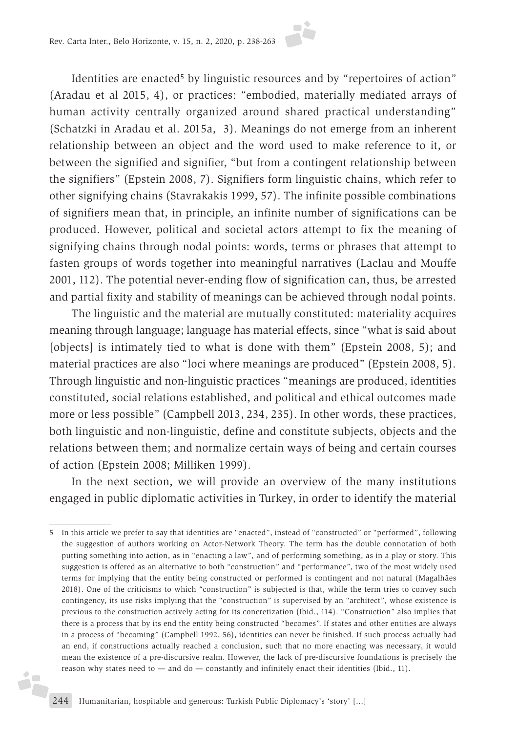Identities are enacted[5] by linguistic resources and by "repertoires of action" (Aradau et al 2015, 4), or practices: "embodied, materially mediated arrays of human activity centrally organized around shared practical understanding" (Schatzki in Aradau et al. 2015a, 3). Meanings do not emerge from an inherent relationship between an object and the word used to make reference to it, or between the signified and signifier, "but from a contingent relationship between the signifiers" (Epstein 2008, 7). Signifiers form linguistic chains, which refer to other signifying chains (Stavrakakis 1999, 57). The infinite possible combinations of signifiers mean that, in principle, an infinite number of significations can be produced. However, political and societal actors attempt to fix the meaning of signifying chains through nodal points: words, terms or phrases that attempt to fasten groups of words together into meaningful narratives (Laclau and Mouffe 2001, 112). The potential never-ending flow of signification can, thus, be arrested and partial fixity and stability of meanings can be achieved through nodal points.

The linguistic and the material are mutually constituted: materiality acquires meaning through language; language has material effects, since "what is said about [objects] is intimately tied to what is done with them" (Epstein 2008, 5); and material practices are also "loci where meanings are produced" (Epstein 2008, 5). Through linguistic and non-linguistic practices "meanings are produced, identities constituted, social relations established, and political and ethical outcomes made more or less possible" (Campbell 2013, 234, 235). In other words, these practices, both linguistic and non-linguistic, define and constitute subjects, objects and the relations between them; and normalize certain ways of being and certain courses of action (Epstein 2008; Milliken 1999).

In the next section, we will provide an overview of the many institutions engaged in public diplomatic activities in Turkey, in order to identify the material

---

5 In this article we prefer to say that identities are "enacted", instead of "constructed" or "performed", following the suggestion of authors working on Actor-Network Theory. The term has the double connotation of both putting something into action, as in "enacting a law", and of performing something, as in a play or story. This suggestion is offered as an alternative to both "construction" and "performance", two of the most widely used terms for implying that the entity being constructed or performed is contingent and not natural (Magalhães 2018). One of the criticisms to which "construction" is subjected is that, while the term tries to convey such contingency, its use risks implying that the "construction" is supervised by an "architect", whose existence is previous to the construction actively acting for its concretization (Ibid., 114). "Construction" also implies that there is a process that by its end the entity being constructed "becomes". If states and other entities are always in a process of "becoming" (Campbell 1992, 56), identities can never be finished. If such process actually had an end, if constructions actually reached a conclusion, such that no more enacting was necessary, it would mean the existence of a pre-discursive realm. However, the lack of pre-discursive foundations is precisely the reason why states need to — and do — constantly and infinitely enact their identities (Ibid., 11).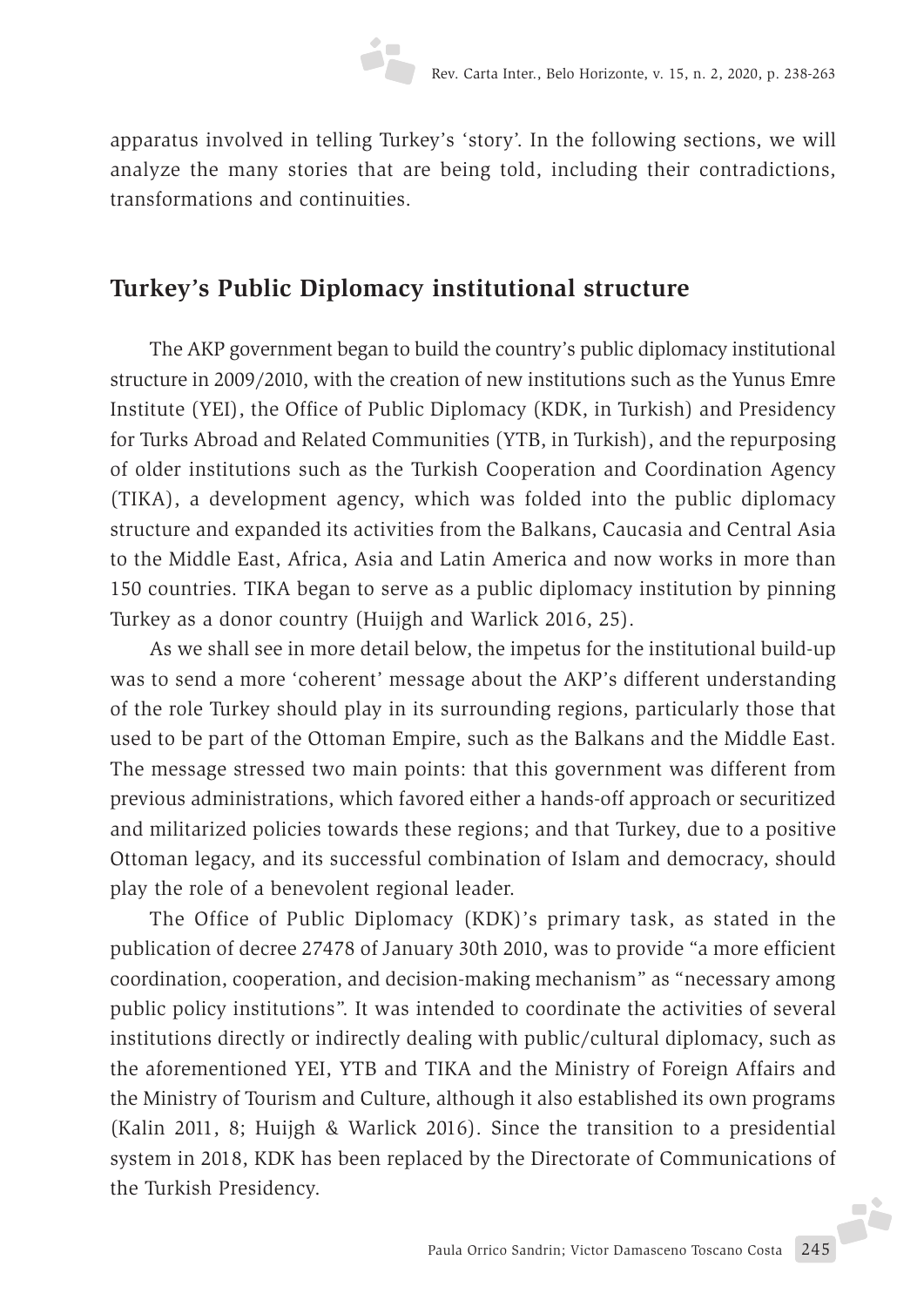apparatus involved in telling Turkey's 'story'. In the following sections, we will analyze the many stories that are being told, including their contradictions, transformations and continuities.

## Turkey's Public Diplomacy institutional structure

The AKP government began to build the country's public diplomacy institutional structure in 2009/2010, with the creation of new institutions such as the Yunus Emre Institute (YEI), the Office of Public Diplomacy (KDK, in Turkish) and Presidency for Turks Abroad and Related Communities (YTB, in Turkish), and the repurposing of older institutions such as the Turkish Cooperation and Coordination Agency (TIKA), a development agency, which was folded into the public diplomacy structure and expanded its activities from the Balkans, Caucasia and Central Asia to the Middle East, Africa, Asia and Latin America and now works in more than 150 countries. TIKA began to serve as a public diplomacy institution by pinning Turkey as a donor country (Huijgh and Warlick 2016, 25).

As we shall see in more detail below, the impetus for the institutional build-up was to send a more 'coherent' message about the AKP's different understanding of the role Turkey should play in its surrounding regions, particularly those that used to be part of the Ottoman Empire, such as the Balkans and the Middle East. The message stressed two main points: that this government was different from previous administrations, which favored either a hands-off approach or securitized and militarized policies towards these regions; and that Turkey, due to a positive Ottoman legacy, and its successful combination of Islam and democracy, should play the role of a benevolent regional leader.

The Office of Public Diplomacy (KDK)'s primary task, as stated in the publication of decree 27478 of January 30th 2010, was to provide "a more efficient coordination, cooperation, and decision-making mechanism" as "necessary among public policy institutions". It was intended to coordinate the activities of several institutions directly or indirectly dealing with public/cultural diplomacy, such as the aforementioned YEI, YTB and TIKA and the Ministry of Foreign Affairs and the Ministry of Tourism and Culture, although it also established its own programs (Kalin 2011, 8; Huijgh & Warlick 2016). Since the transition to a presidential system in 2018, KDK has been replaced by the Directorate of Communications of the Turkish Presidency.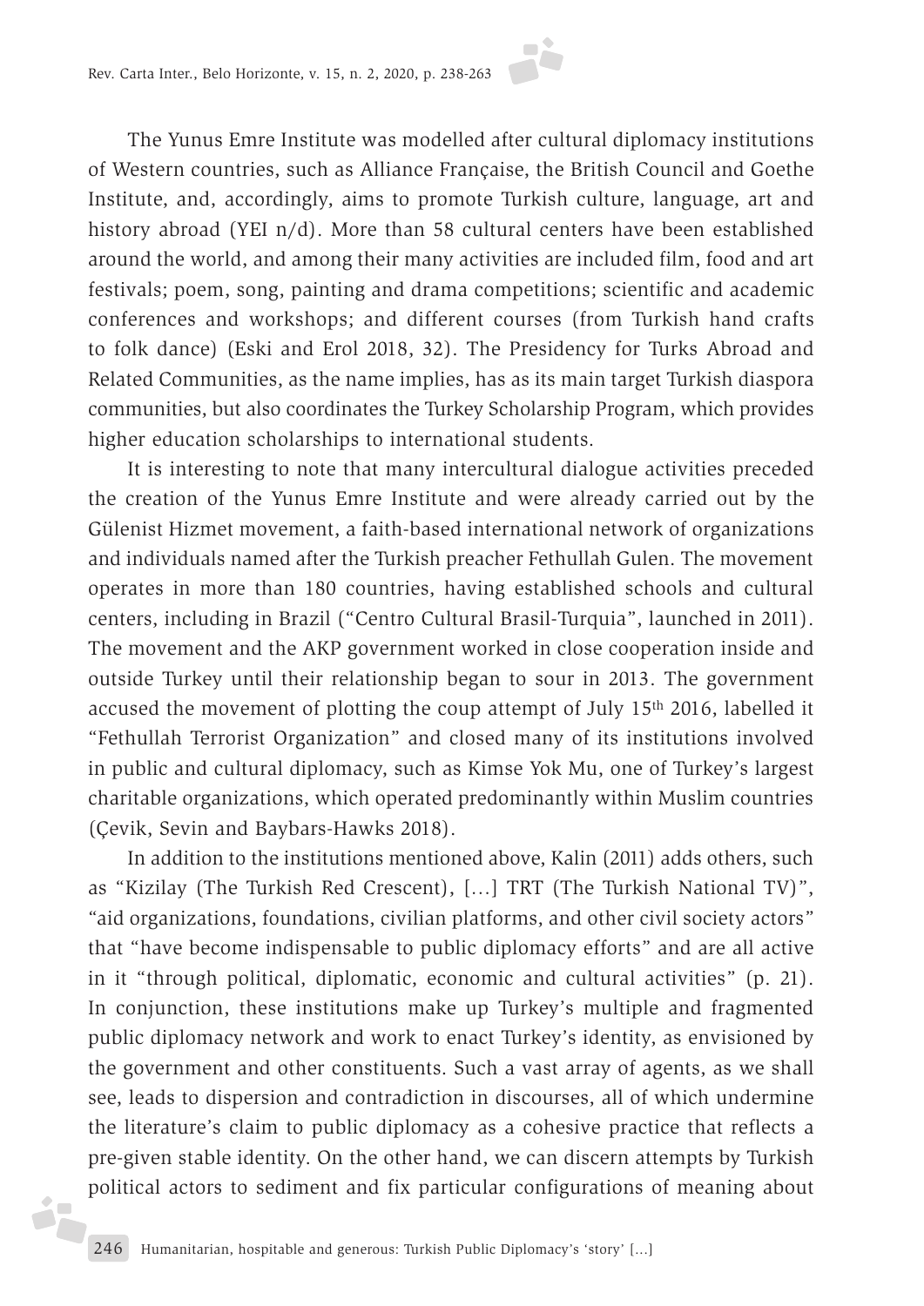The Yunus Emre Institute was modelled after cultural diplomacy institutions of Western countries, such as Alliance Française, the British Council and Goethe Institute, and, accordingly, aims to promote Turkish culture, language, art and history abroad (YEI n/d). More than 58 cultural centers have been established around the world, and among their many activities are included film, food and art festivals; poem, song, painting and drama competitions; scientific and academic conferences and workshops; and different courses (from Turkish hand crafts to folk dance) (Eski and Erol 2018, 32). The Presidency for Turks Abroad and Related Communities, as the name implies, has as its main target Turkish diaspora communities, but also coordinates the Turkey Scholarship Program, which provides higher education scholarships to international students.

It is interesting to note that many intercultural dialogue activities preceded the creation of the Yunus Emre Institute and were already carried out by the Gülenist Hizmet movement, a faith-based international network of organizations and individuals named after the Turkish preacher Fethullah Gulen. The movement operates in more than 180 countries, having established schools and cultural centers, including in Brazil ("Centro Cultural Brasil-Turquia", launched in 2011). The movement and the AKP government worked in close cooperation inside and outside Turkey until their relationship began to sour in 2013. The government accused the movement of plotting the coup attempt of July 15th 2016, labelled it "Fethullah Terrorist Organization" and closed many of its institutions involved in public and cultural diplomacy, such as Kimse Yok Mu, one of Turkey's largest charitable organizations, which operated predominantly within Muslim countries (Çevik, Sevin and Baybars-Hawks 2018).

In addition to the institutions mentioned above, Kalin (2011) adds others, such as "Kizilay (The Turkish Red Crescent), [...] TRT (The Turkish National TV)", "aid organizations, foundations, civilian platforms, and other civil society actors" that "have become indispensable to public diplomacy efforts" and are all active in it "through political, diplomatic, economic and cultural activities" (p. 21). In conjunction, these institutions make up Turkey's multiple and fragmented public diplomacy network and work to enact Turkey's identity, as envisioned by the government and other constituents. Such a vast array of agents, as we shall see, leads to dispersion and contradiction in discourses, all of which undermine the literature's claim to public diplomacy as a cohesive practice that reflects a pre-given stable identity. On the other hand, we can discern attempts by Turkish political actors to sediment and fix particular configurations of meaning about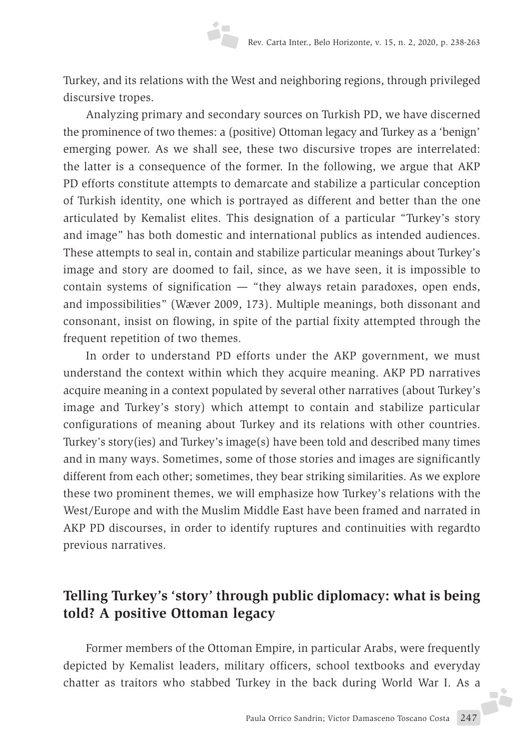Turkey, and its relations with the West and neighboring regions, through privileged discursive tropes.

Analyzing primary and secondary sources on Turkish PD, we have discerned the prominence of two themes: a (positive) Ottoman legacy and Turkey as a 'benign' emerging power. As we shall see, these two discursive tropes are interrelated: the latter is a consequence of the former. In the following, we argue that AKP PD efforts constitute attempts to demarcate and stabilize a particular conception of Turkish identity, one which is portrayed as different and better than the one articulated by Kemalist elites. This designation of a particular "Turkey's story and image" has both domestic and international publics as intended audiences. These attempts to seal in, contain and stabilize particular meanings about Turkey's image and story are doomed to fail, since, as we have seen, it is impossible to contain systems of signification — "they always retain paradoxes, open ends, and impossibilities" (Wæver 2009, 173). Multiple meanings, both dissonant and consonant, insist on flowing, in spite of the partial fixity attempted through the frequent repetition of two themes.

In order to understand PD efforts under the AKP government, we must understand the context within which they acquire meaning. AKP PD narratives acquire meaning in a context populated by several other narratives (about Turkey's image and Turkey's story) which attempt to contain and stabilize particular configurations of meaning about Turkey and its relations with other countries. Turkey's story(ies) and Turkey's image(s) have been told and described many times and in many ways. Sometimes, some of those stories and images are significantly different from each other; sometimes, they bear striking similarities. As we explore these two prominent themes, we will emphasize how Turkey's relations with the West/Europe and with the Muslim Middle East have been framed and narrated in AKP PD discourses, in order to identify ruptures and continuities with regardto previous narratives.

## Telling Turkey's 'story' through public diplomacy: what is being told? A positive Ottoman legacy

Former members of the Ottoman Empire, in particular Arabs, were frequently depicted by Kemalist leaders, military officers, school textbooks and everyday chatter as traitors who stabbed Turkey in the back during World War I. As a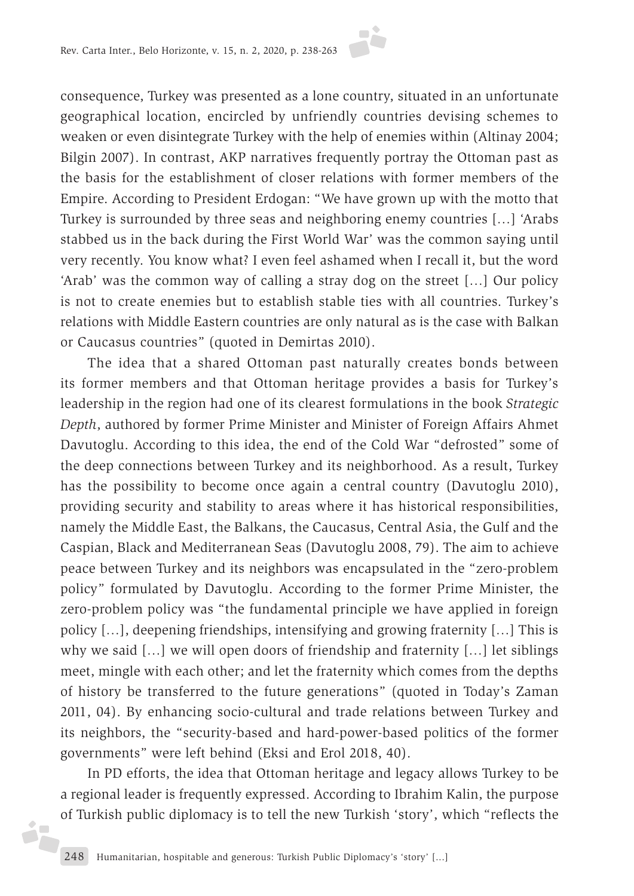consequence, Turkey was presented as a lone country, situated in an unfortunate geographical location, encircled by unfriendly countries devising schemes to weaken or even disintegrate Turkey with the help of enemies within (Altinay 2004; Bilgin 2007). In contrast, AKP narratives frequently portray the Ottoman past as the basis for the establishment of closer relations with former members of the Empire. According to President Erdogan: "We have grown up with the motto that Turkey is surrounded by three seas and neighboring enemy countries […] 'Arabs stabbed us in the back during the First World War' was the common saying until very recently. You know what? I even feel ashamed when I recall it, but the word 'Arab' was the common way of calling a stray dog on the street […] Our policy is not to create enemies but to establish stable ties with all countries. Turkey's relations with Middle Eastern countries are only natural as is the case with Balkan or Caucasus countries" (quoted in Demirtas 2010).

The idea that a shared Ottoman past naturally creates bonds between its former members and that Ottoman heritage provides a basis for Turkey's leadership in the region had one of its clearest formulations in the book *Strategic Depth*, authored by former Prime Minister and Minister of Foreign Affairs Ahmet Davutoglu. According to this idea, the end of the Cold War "defrosted" some of the deep connections between Turkey and its neighborhood. As a result, Turkey has the possibility to become once again a central country (Davutoglu 2010), providing security and stability to areas where it has historical responsibilities, namely the Middle East, the Balkans, the Caucasus, Central Asia, the Gulf and the Caspian, Black and Mediterranean Seas (Davutoglu 2008, 79). The aim to achieve peace between Turkey and its neighbors was encapsulated in the "zero-problem policy" formulated by Davutoglu. According to the former Prime Minister, the zero-problem policy was "the fundamental principle we have applied in foreign policy […], deepening friendships, intensifying and growing fraternity […] This is why we said […] we will open doors of friendship and fraternity […] let siblings meet, mingle with each other; and let the fraternity which comes from the depths of history be transferred to the future generations" (quoted in Today's Zaman 2011, 04). By enhancing socio-cultural and trade relations between Turkey and its neighbors, the "security-based and hard-power-based politics of the former governments" were left behind (Eksi and Erol 2018, 40).

In PD efforts, the idea that Ottoman heritage and legacy allows Turkey to be a regional leader is frequently expressed. According to Ibrahim Kalin, the purpose of Turkish public diplomacy is to tell the new Turkish 'story', which "reflects the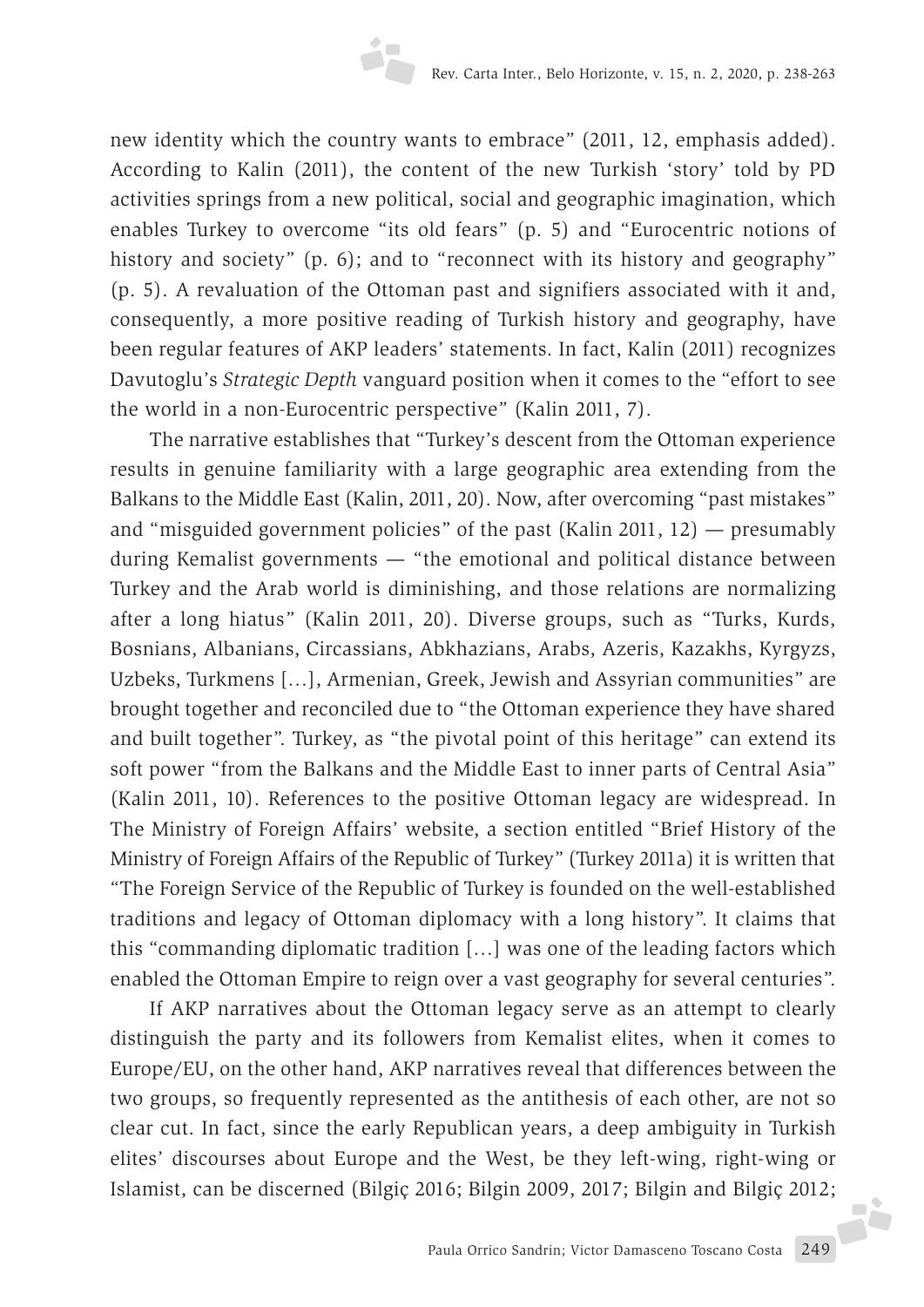new identity which the country wants to embrace" (2011, 12, emphasis added). According to Kalin (2011), the content of the new Turkish 'story' told by PD activities springs from a new political, social and geographic imagination, which enables Turkey to overcome "its old fears" (p. 5) and "Eurocentric notions of history and society" (p. 6); and to "reconnect with its history and geography" (p. 5). A revaluation of the Ottoman past and signifiers associated with it and, consequently, a more positive reading of Turkish history and geography, have been regular features of AKP leaders' statements. In fact, Kalin (2011) recognizes Davutoglu's *Strategic Depth* vanguard position when it comes to the "effort to see the world in a non-Eurocentric perspective" (Kalin 2011, 7).

The narrative establishes that "Turkey's descent from the Ottoman experience results in genuine familiarity with a large geographic area extending from the Balkans to the Middle East (Kalin, 2011, 20). Now, after overcoming "past mistakes" and "misguided government policies" of the past (Kalin 2011, 12) — presumably during Kemalist governments — "the emotional and political distance between Turkey and the Arab world is diminishing, and those relations are normalizing after a long hiatus" (Kalin 2011, 20). Diverse groups, such as "Turks, Kurds, Bosnians, Albanians, Circassians, Abkhazians, Arabs, Azeris, Kazakhs, Kyrgyzs, Uzbeks, Turkmens […], Armenian, Greek, Jewish and Assyrian communities" are brought together and reconciled due to "the Ottoman experience they have shared and built together". Turkey, as "the pivotal point of this heritage" can extend its soft power "from the Balkans and the Middle East to inner parts of Central Asia" (Kalin 2011, 10). References to the positive Ottoman legacy are widespread. In The Ministry of Foreign Affairs' website, a section entitled "Brief History of the Ministry of Foreign Affairs of the Republic of Turkey" (Turkey 2011a) it is written that "The Foreign Service of the Republic of Turkey is founded on the well-established traditions and legacy of Ottoman diplomacy with a long history". It claims that this "commanding diplomatic tradition […] was one of the leading factors which enabled the Ottoman Empire to reign over a vast geography for several centuries".

If AKP narratives about the Ottoman legacy serve as an attempt to clearly distinguish the party and its followers from Kemalist elites, when it comes to Europe/EU, on the other hand, AKP narratives reveal that differences between the two groups, so frequently represented as the antithesis of each other, are not so clear cut. In fact, since the early Republican years, a deep ambiguity in Turkish elites' discourses about Europe and the West, be they left-wing, right-wing or Islamist, can be discerned (Bilgiç 2016; Bilgin 2009, 2017; Bilgin and Bilgiç 2012;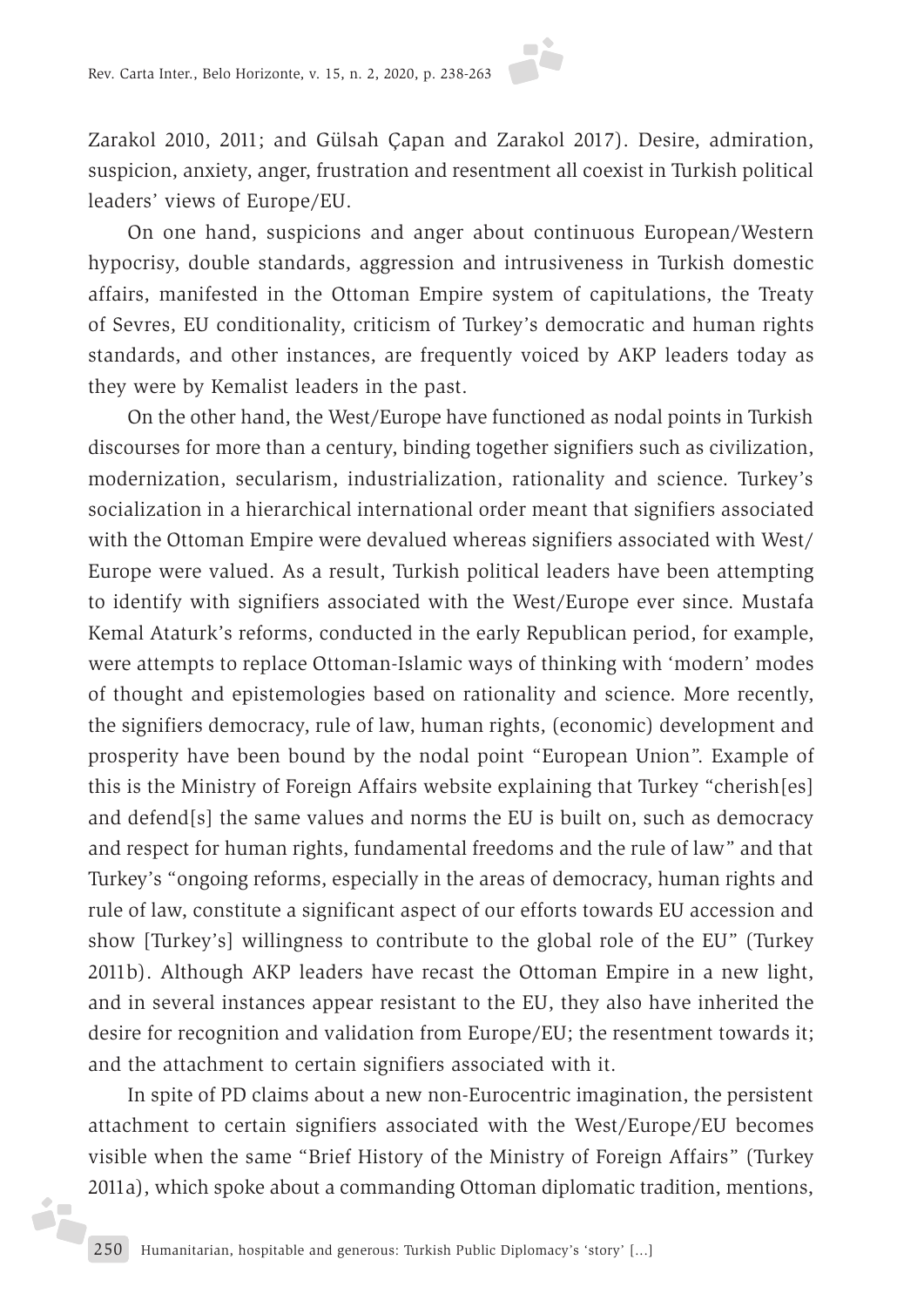Zarakol 2010, 2011; and Gülsah Çapan and Zarakol 2017). Desire, admiration, suspicion, anxiety, anger, frustration and resentment all coexist in Turkish political leaders' views of Europe/EU.

On one hand, suspicions and anger about continuous European/Western hypocrisy, double standards, aggression and intrusiveness in Turkish domestic affairs, manifested in the Ottoman Empire system of capitulations, the Treaty of Sevres, EU conditionality, criticism of Turkey's democratic and human rights standards, and other instances, are frequently voiced by AKP leaders today as they were by Kemalist leaders in the past.

On the other hand, the West/Europe have functioned as nodal points in Turkish discourses for more than a century, binding together signifiers such as civilization, modernization, secularism, industrialization, rationality and science. Turkey's socialization in a hierarchical international order meant that signifiers associated with the Ottoman Empire were devalued whereas signifiers associated with West/Europe were valued. As a result, Turkish political leaders have been attempting to identify with signifiers associated with the West/Europe ever since. Mustafa Kemal Ataturk's reforms, conducted in the early Republican period, for example, were attempts to replace Ottoman-Islamic ways of thinking with 'modern' modes of thought and epistemologies based on rationality and science. More recently, the signifiers democracy, rule of law, human rights, (economic) development and prosperity have been bound by the nodal point "European Union". Example of this is the Ministry of Foreign Affairs website explaining that Turkey "cherish[es] and defend[s] the same values and norms the EU is built on, such as democracy and respect for human rights, fundamental freedoms and the rule of law" and that Turkey's "ongoing reforms, especially in the areas of democracy, human rights and rule of law, constitute a significant aspect of our efforts towards EU accession and show [Turkey's] willingness to contribute to the global role of the EU" (Turkey 2011b). Although AKP leaders have recast the Ottoman Empire in a new light, and in several instances appear resistant to the EU, they also have inherited the desire for recognition and validation from Europe/EU; the resentment towards it; and the attachment to certain signifiers associated with it.

In spite of PD claims about a new non-Eurocentric imagination, the persistent attachment to certain signifiers associated with the West/Europe/EU becomes visible when the same "Brief History of the Ministry of Foreign Affairs" (Turkey 2011a), which spoke about a commanding Ottoman diplomatic tradition, mentions,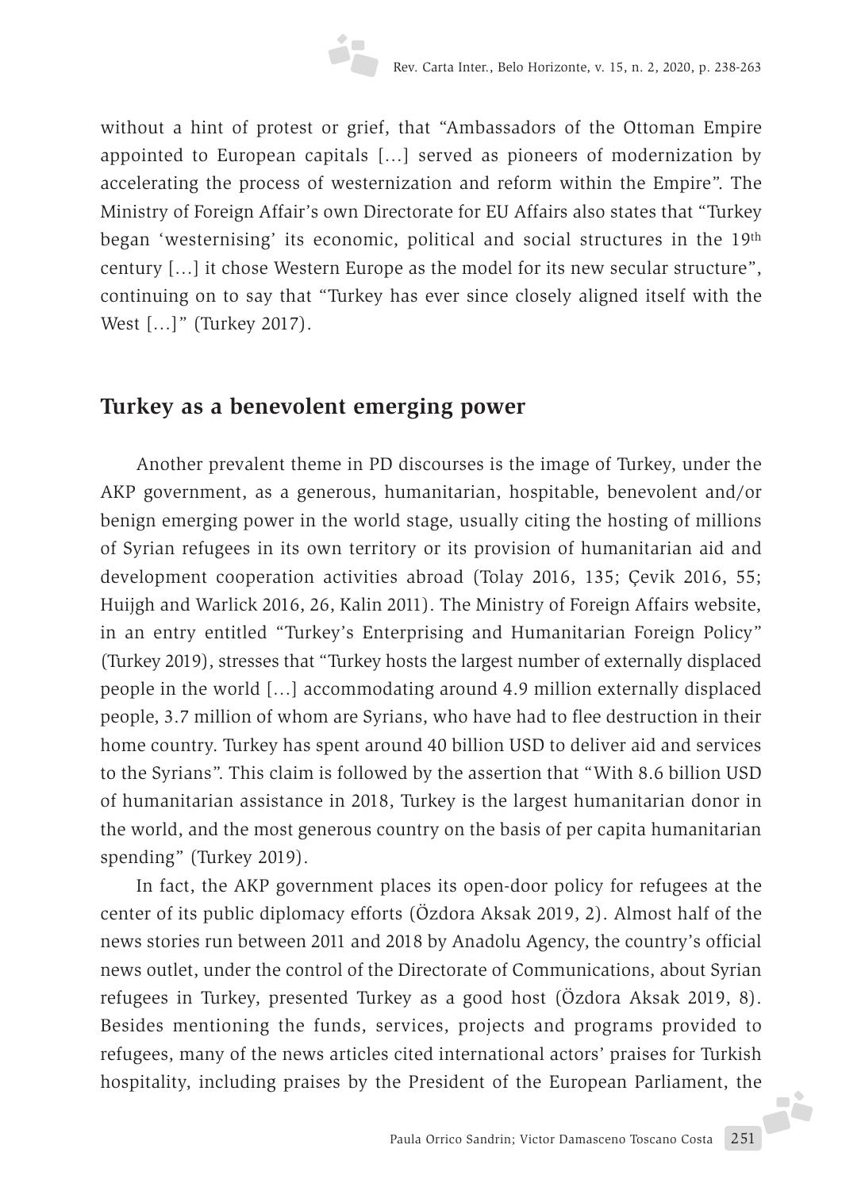without a hint of protest or grief, that "Ambassadors of the Ottoman Empire appointed to European capitals […] served as pioneers of modernization by accelerating the process of westernization and reform within the Empire". The Ministry of Foreign Affair's own Directorate for EU Affairs also states that "Turkey began 'westernising' its economic, political and social structures in the 19th century […] it chose Western Europe as the model for its new secular structure", continuing on to say that "Turkey has ever since closely aligned itself with the West […]" (Turkey 2017).

## Turkey as a benevolent emerging power

Another prevalent theme in PD discourses is the image of Turkey, under the AKP government, as a generous, humanitarian, hospitable, benevolent and/or benign emerging power in the world stage, usually citing the hosting of millions of Syrian refugees in its own territory or its provision of humanitarian aid and development cooperation activities abroad (Tolay 2016, 135; Çevik 2016, 55; Huijgh and Warlick 2016, 26, Kalin 2011). The Ministry of Foreign Affairs website, in an entry entitled "Turkey's Enterprising and Humanitarian Foreign Policy" (Turkey 2019), stresses that "Turkey hosts the largest number of externally displaced people in the world […] accommodating around 4.9 million externally displaced people, 3.7 million of whom are Syrians, who have had to flee destruction in their home country. Turkey has spent around 40 billion USD to deliver aid and services to the Syrians". This claim is followed by the assertion that "With 8.6 billion USD of humanitarian assistance in 2018, Turkey is the largest humanitarian donor in the world, and the most generous country on the basis of per capita humanitarian spending" (Turkey 2019).

In fact, the AKP government places its open-door policy for refugees at the center of its public diplomacy efforts (Özdora Aksak 2019, 2). Almost half of the news stories run between 2011 and 2018 by Anadolu Agency, the country's official news outlet, under the control of the Directorate of Communications, about Syrian refugees in Turkey, presented Turkey as a good host (Özdora Aksak 2019, 8). Besides mentioning the funds, services, projects and programs provided to refugees, many of the news articles cited international actors' praises for Turkish hospitality, including praises by the President of the European Parliament, the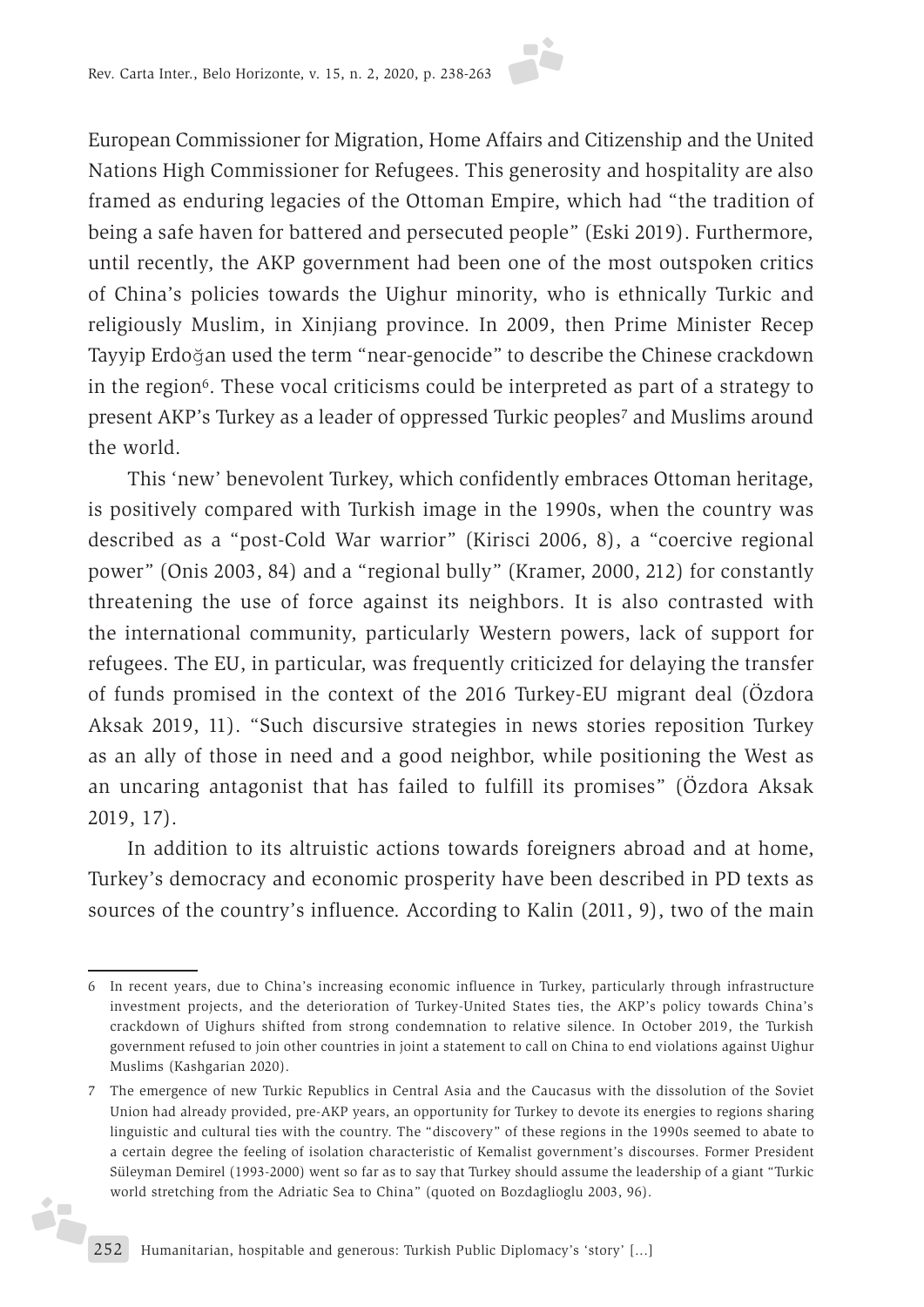European Commissioner for Migration, Home Affairs and Citizenship and the United Nations High Commissioner for Refugees. This generosity and hospitality are also framed as enduring legacies of the Ottoman Empire, which had "the tradition of being a safe haven for battered and persecuted people" (Eski 2019). Furthermore, until recently, the AKP government had been one of the most outspoken critics of China's policies towards the Uighur minority, who is ethnically Turkic and religiously Muslim, in Xinjiang province. In 2009, then Prime Minister Recep Tayyip Erdoğan used the term "near-genocide" to describe the Chinese crackdown in the region[6]. These vocal criticisms could be interpreted as part of a strategy to present AKP's Turkey as a leader of oppressed Turkic peoples[7] and Muslims around the world.

This 'new' benevolent Turkey, which confidently embraces Ottoman heritage, is positively compared with Turkish image in the 1990s, when the country was described as a "post-Cold War warrior" (Kirisci 2006, 8), a "coercive regional power" (Onis 2003, 84) and a "regional bully" (Kramer, 2000, 212) for constantly threatening the use of force against its neighbors. It is also contrasted with the international community, particularly Western powers, lack of support for refugees. The EU, in particular, was frequently criticized for delaying the transfer of funds promised in the context of the 2016 Turkey-EU migrant deal (Özdora Aksak 2019, 11). "Such discursive strategies in news stories reposition Turkey as an ally of those in need and a good neighbor, while positioning the West as an uncaring antagonist that has failed to fulfill its promises" (Özdora Aksak 2019, 17).

In addition to its altruistic actions towards foreigners abroad and at home, Turkey's democracy and economic prosperity have been described in PD texts as sources of the country's influence. According to Kalin (2011, 9), two of the main

---

6 In recent years, due to China's increasing economic influence in Turkey, particularly through infrastructure investment projects, and the deterioration of Turkey-United States ties, the AKP's policy towards China's crackdown of Uighurs shifted from strong condemnation to relative silence. In October 2019, the Turkish government refused to join other countries in joint a statement to call on China to end violations against Uighur Muslims (Kashgarian 2020).

7 The emergence of new Turkic Republics in Central Asia and the Caucasus with the dissolution of the Soviet Union had already provided, pre-AKP years, an opportunity for Turkey to devote its energies to regions sharing linguistic and cultural ties with the country. The "discovery" of these regions in the 1990s seemed to abate to a certain degree the feeling of isolation characteristic of Kemalist government's discourses. Former President Süleyman Demirel (1993-2000) went so far as to say that Turkey should assume the leadership of a giant "Turkic world stretching from the Adriatic Sea to China" (quoted on Bozdaglioglu 2003, 96).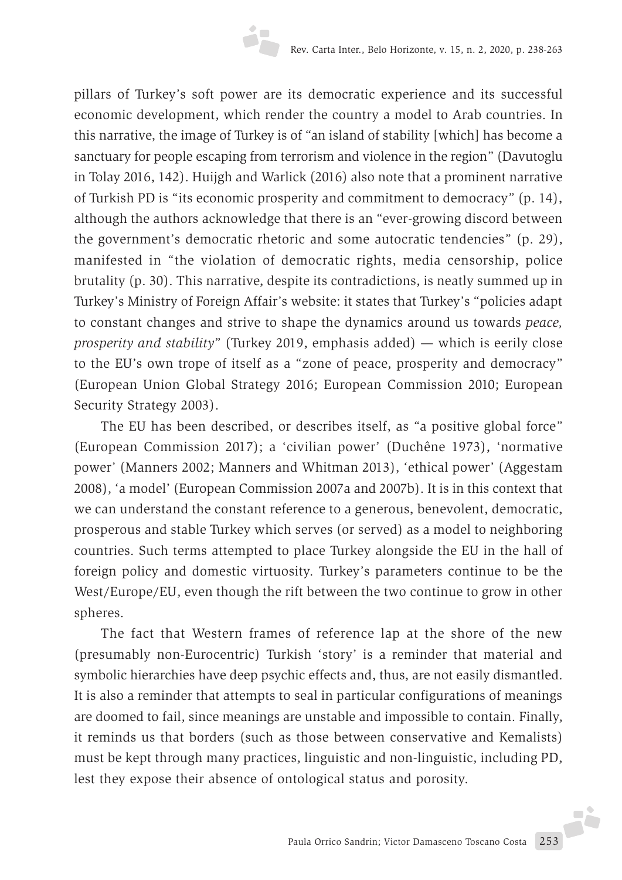pillars of Turkey's soft power are its democratic experience and its successful economic development, which render the country a model to Arab countries. In this narrative, the image of Turkey is of "an island of stability [which] has become a sanctuary for people escaping from terrorism and violence in the region" (Davutoglu in Tolay 2016, 142). Huijgh and Warlick (2016) also note that a prominent narrative of Turkish PD is "its economic prosperity and commitment to democracy" (p. 14), although the authors acknowledge that there is an "ever-growing discord between the government's democratic rhetoric and some autocratic tendencies" (p. 29), manifested in "the violation of democratic rights, media censorship, police brutality (p. 30). This narrative, despite its contradictions, is neatly summed up in Turkey's Ministry of Foreign Affair's website: it states that Turkey's "policies adapt to constant changes and strive to shape the dynamics around us towards *peace, prosperity and stability*" (Turkey 2019, emphasis added) — which is eerily close to the EU's own trope of itself as a "zone of peace, prosperity and democracy" (European Union Global Strategy 2016; European Commission 2010; European Security Strategy 2003).

The EU has been described, or describes itself, as "a positive global force" (European Commission 2017); a 'civilian power' (Duchêne 1973), 'normative power' (Manners 2002; Manners and Whitman 2013), 'ethical power' (Aggestam 2008), 'a model' (European Commission 2007a and 2007b). It is in this context that we can understand the constant reference to a generous, benevolent, democratic, prosperous and stable Turkey which serves (or served) as a model to neighboring countries. Such terms attempted to place Turkey alongside the EU in the hall of foreign policy and domestic virtuosity. Turkey's parameters continue to be the West/Europe/EU, even though the rift between the two continue to grow in other spheres.

The fact that Western frames of reference lap at the shore of the new (presumably non-Eurocentric) Turkish 'story' is a reminder that material and symbolic hierarchies have deep psychic effects and, thus, are not easily dismantled. It is also a reminder that attempts to seal in particular configurations of meanings are doomed to fail, since meanings are unstable and impossible to contain. Finally, it reminds us that borders (such as those between conservative and Kemalists) must be kept through many practices, linguistic and non-linguistic, including PD, lest they expose their absence of ontological status and porosity.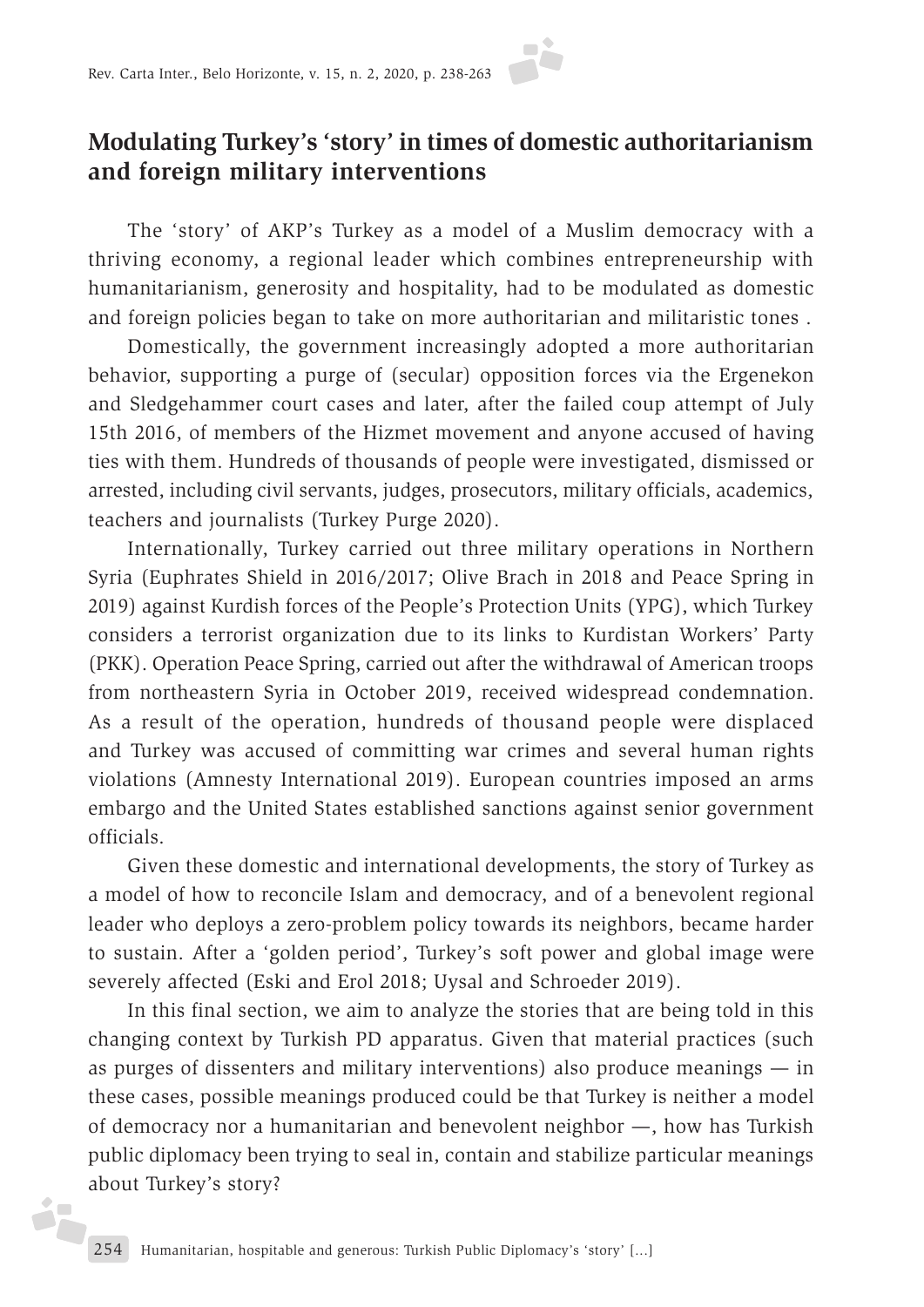## Modulating Turkey's 'story' in times of domestic authoritarianism and foreign military interventions

The 'story' of AKP's Turkey as a model of a Muslim democracy with a thriving economy, a regional leader which combines entrepreneurship with humanitarianism, generosity and hospitality, had to be modulated as domestic and foreign policies began to take on more authoritarian and militaristic tones .

Domestically, the government increasingly adopted a more authoritarian behavior, supporting a purge of (secular) opposition forces via the Ergenekon and Sledgehammer court cases and later, after the failed coup attempt of July 15th 2016, of members of the Hizmet movement and anyone accused of having ties with them. Hundreds of thousands of people were investigated, dismissed or arrested, including civil servants, judges, prosecutors, military officials, academics, teachers and journalists (Turkey Purge 2020).

Internationally, Turkey carried out three military operations in Northern Syria (Euphrates Shield in 2016/2017; Olive Brach in 2018 and Peace Spring in 2019) against Kurdish forces of the People's Protection Units (YPG), which Turkey considers a terrorist organization due to its links to Kurdistan Workers' Party (PKK). Operation Peace Spring, carried out after the withdrawal of American troops from northeastern Syria in October 2019, received widespread condemnation. As a result of the operation, hundreds of thousand people were displaced and Turkey was accused of committing war crimes and several human rights violations (Amnesty International 2019). European countries imposed an arms embargo and the United States established sanctions against senior government officials.

Given these domestic and international developments, the story of Turkey as a model of how to reconcile Islam and democracy, and of a benevolent regional leader who deploys a zero-problem policy towards its neighbors, became harder to sustain. After a 'golden period', Turkey's soft power and global image were severely affected (Eski and Erol 2018; Uysal and Schroeder 2019).

In this final section, we aim to analyze the stories that are being told in this changing context by Turkish PD apparatus. Given that material practices (such as purges of dissenters and military interventions) also produce meanings — in these cases, possible meanings produced could be that Turkey is neither a model of democracy nor a humanitarian and benevolent neighbor —, how has Turkish public diplomacy been trying to seal in, contain and stabilize particular meanings about Turkey's story?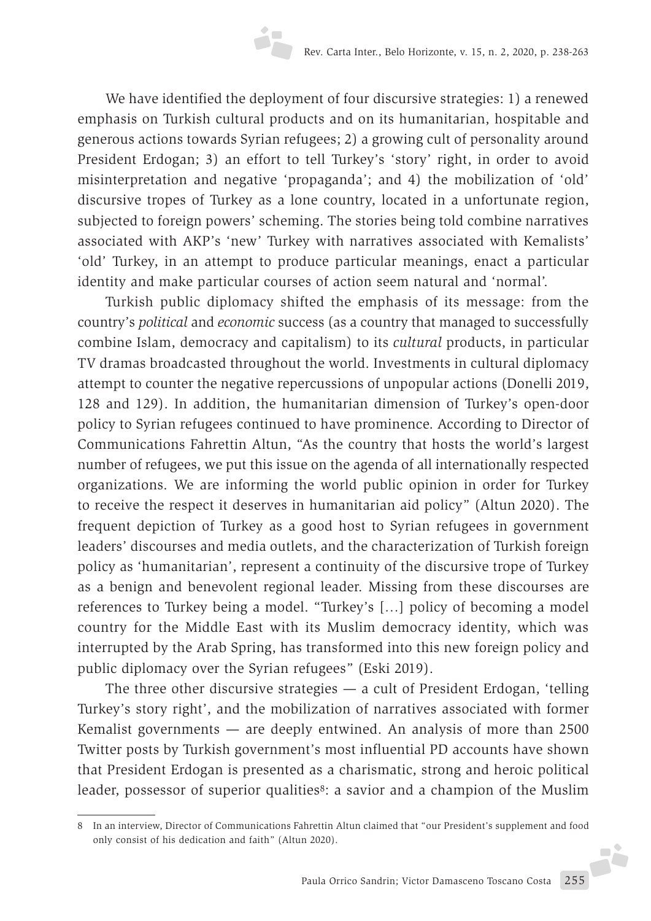We have identified the deployment of four discursive strategies: 1) a renewed emphasis on Turkish cultural products and on its humanitarian, hospitable and generous actions towards Syrian refugees; 2) a growing cult of personality around President Erdogan; 3) an effort to tell Turkey's 'story' right, in order to avoid misinterpretation and negative 'propaganda'; and 4) the mobilization of 'old' discursive tropes of Turkey as a lone country, located in a unfortunate region, subjected to foreign powers' scheming. The stories being told combine narratives associated with AKP's 'new' Turkey with narratives associated with Kemalists' 'old' Turkey, in an attempt to produce particular meanings, enact a particular identity and make particular courses of action seem natural and 'normal'.

Turkish public diplomacy shifted the emphasis of its message: from the country's *political* and *economic* success (as a country that managed to successfully combine Islam, democracy and capitalism) to its *cultural* products, in particular TV dramas broadcasted throughout the world. Investments in cultural diplomacy attempt to counter the negative repercussions of unpopular actions (Donelli 2019, 128 and 129). In addition, the humanitarian dimension of Turkey's open-door policy to Syrian refugees continued to have prominence. According to Director of Communications Fahrettin Altun, "As the country that hosts the world's largest number of refugees, we put this issue on the agenda of all internationally respected organizations. We are informing the world public opinion in order for Turkey to receive the respect it deserves in humanitarian aid policy" (Altun 2020). The frequent depiction of Turkey as a good host to Syrian refugees in government leaders' discourses and media outlets, and the characterization of Turkish foreign policy as 'humanitarian', represent a continuity of the discursive trope of Turkey as a benign and benevolent regional leader. Missing from these discourses are references to Turkey being a model. "Turkey's [...] policy of becoming a model country for the Middle East with its Muslim democracy identity, which was interrupted by the Arab Spring, has transformed into this new foreign policy and public diplomacy over the Syrian refugees" (Eski 2019).

The three other discursive strategies — a cult of President Erdogan, 'telling Turkey's story right', and the mobilization of narratives associated with former Kemalist governments — are deeply entwined. An analysis of more than 2500 Twitter posts by Turkish government's most influential PD accounts have shown that President Erdogan is presented as a charismatic, strong and heroic political leader, possessor of superior qualities[8]: a savior and a champion of the Muslim

8 In an interview, Director of Communications Fahrettin Altun claimed that "our President's supplement and food only consist of his dedication and faith" (Altun 2020).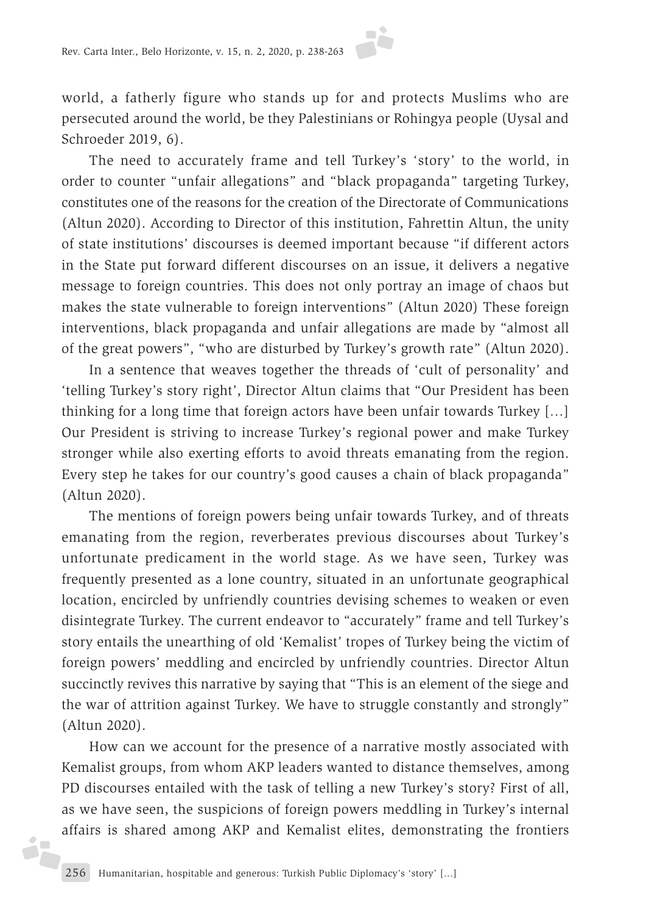world, a fatherly figure who stands up for and protects Muslims who are persecuted around the world, be they Palestinians or Rohingya people (Uysal and Schroeder 2019, 6).

The need to accurately frame and tell Turkey's 'story' to the world, in order to counter "unfair allegations" and "black propaganda" targeting Turkey, constitutes one of the reasons for the creation of the Directorate of Communications (Altun 2020). According to Director of this institution, Fahrettin Altun, the unity of state institutions' discourses is deemed important because "if different actors in the State put forward different discourses on an issue, it delivers a negative message to foreign countries. This does not only portray an image of chaos but makes the state vulnerable to foreign interventions" (Altun 2020) These foreign interventions, black propaganda and unfair allegations are made by "almost all of the great powers", "who are disturbed by Turkey's growth rate" (Altun 2020).

In a sentence that weaves together the threads of 'cult of personality' and 'telling Turkey's story right', Director Altun claims that "Our President has been thinking for a long time that foreign actors have been unfair towards Turkey [...] Our President is striving to increase Turkey's regional power and make Turkey stronger while also exerting efforts to avoid threats emanating from the region. Every step he takes for our country's good causes a chain of black propaganda" (Altun 2020).

The mentions of foreign powers being unfair towards Turkey, and of threats emanating from the region, reverberates previous discourses about Turkey's unfortunate predicament in the world stage. As we have seen, Turkey was frequently presented as a lone country, situated in an unfortunate geographical location, encircled by unfriendly countries devising schemes to weaken or even disintegrate Turkey. The current endeavor to "accurately" frame and tell Turkey's story entails the unearthing of old 'Kemalist' tropes of Turkey being the victim of foreign powers' meddling and encircled by unfriendly countries. Director Altun succinctly revives this narrative by saying that "This is an element of the siege and the war of attrition against Turkey. We have to struggle constantly and strongly" (Altun 2020).

How can we account for the presence of a narrative mostly associated with Kemalist groups, from whom AKP leaders wanted to distance themselves, among PD discourses entailed with the task of telling a new Turkey's story? First of all, as we have seen, the suspicions of foreign powers meddling in Turkey's internal affairs is shared among AKP and Kemalist elites, demonstrating the frontiers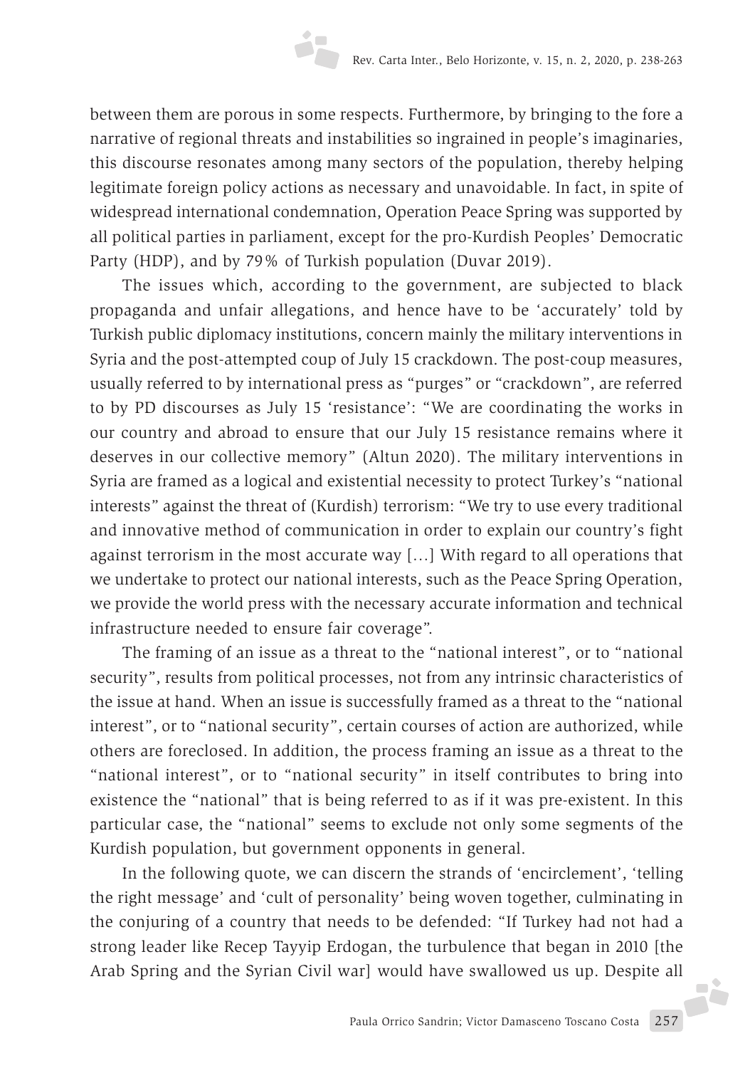between them are porous in some respects. Furthermore, by bringing to the fore a narrative of regional threats and instabilities so ingrained in people's imaginaries, this discourse resonates among many sectors of the population, thereby helping legitimate foreign policy actions as necessary and unavoidable. In fact, in spite of widespread international condemnation, Operation Peace Spring was supported by all political parties in parliament, except for the pro-Kurdish Peoples' Democratic Party (HDP), and by 79% of Turkish population (Duvar 2019).

The issues which, according to the government, are subjected to black propaganda and unfair allegations, and hence have to be 'accurately' told by Turkish public diplomacy institutions, concern mainly the military interventions in Syria and the post-attempted coup of July 15 crackdown. The post-coup measures, usually referred to by international press as "purges" or "crackdown", are referred to by PD discourses as July 15 'resistance': "We are coordinating the works in our country and abroad to ensure that our July 15 resistance remains where it deserves in our collective memory" (Altun 2020). The military interventions in Syria are framed as a logical and existential necessity to protect Turkey's "national interests" against the threat of (Kurdish) terrorism: "We try to use every traditional and innovative method of communication in order to explain our country's fight against terrorism in the most accurate way [...] With regard to all operations that we undertake to protect our national interests, such as the Peace Spring Operation, we provide the world press with the necessary accurate information and technical infrastructure needed to ensure fair coverage".

The framing of an issue as a threat to the "national interest", or to "national security", results from political processes, not from any intrinsic characteristics of the issue at hand. When an issue is successfully framed as a threat to the "national interest", or to "national security", certain courses of action are authorized, while others are foreclosed. In addition, the process framing an issue as a threat to the "national interest", or to "national security" in itself contributes to bring into existence the "national" that is being referred to as if it was pre-existent. In this particular case, the "national" seems to exclude not only some segments of the Kurdish population, but government opponents in general.

In the following quote, we can discern the strands of 'encirclement', 'telling the right message' and 'cult of personality' being woven together, culminating in the conjuring of a country that needs to be defended: "If Turkey had not had a strong leader like Recep Tayyip Erdogan, the turbulence that began in 2010 [the Arab Spring and the Syrian Civil war] would have swallowed us up. Despite all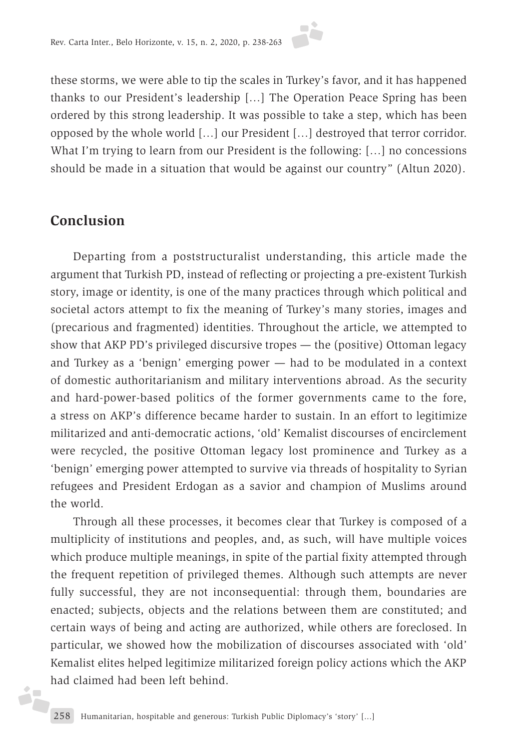these storms, we were able to tip the scales in Turkey's favor, and it has happened thanks to our President's leadership […] The Operation Peace Spring has been ordered by this strong leadership. It was possible to take a step, which has been opposed by the whole world […] our President […] destroyed that terror corridor. What I'm trying to learn from our President is the following: […] no concessions should be made in a situation that would be against our country" (Altun 2020).

## Conclusion

Departing from a poststructuralist understanding, this article made the argument that Turkish PD, instead of reflecting or projecting a pre-existent Turkish story, image or identity, is one of the many practices through which political and societal actors attempt to fix the meaning of Turkey's many stories, images and (precarious and fragmented) identities. Throughout the article, we attempted to show that AKP PD's privileged discursive tropes — the (positive) Ottoman legacy and Turkey as a 'benign' emerging power — had to be modulated in a context of domestic authoritarianism and military interventions abroad. As the security and hard-power-based politics of the former governments came to the fore, a stress on AKP's difference became harder to sustain. In an effort to legitimize militarized and anti-democratic actions, 'old' Kemalist discourses of encirclement were recycled, the positive Ottoman legacy lost prominence and Turkey as a 'benign' emerging power attempted to survive via threads of hospitality to Syrian refugees and President Erdogan as a savior and champion of Muslims around the world.

Through all these processes, it becomes clear that Turkey is composed of a multiplicity of institutions and peoples, and, as such, will have multiple voices which produce multiple meanings, in spite of the partial fixity attempted through the frequent repetition of privileged themes. Although such attempts are never fully successful, they are not inconsequential: through them, boundaries are enacted; subjects, objects and the relations between them are constituted; and certain ways of being and acting are authorized, while others are foreclosed. In particular, we showed how the mobilization of discourses associated with 'old' Kemalist elites helped legitimize militarized foreign policy actions which the AKP had claimed had been left behind.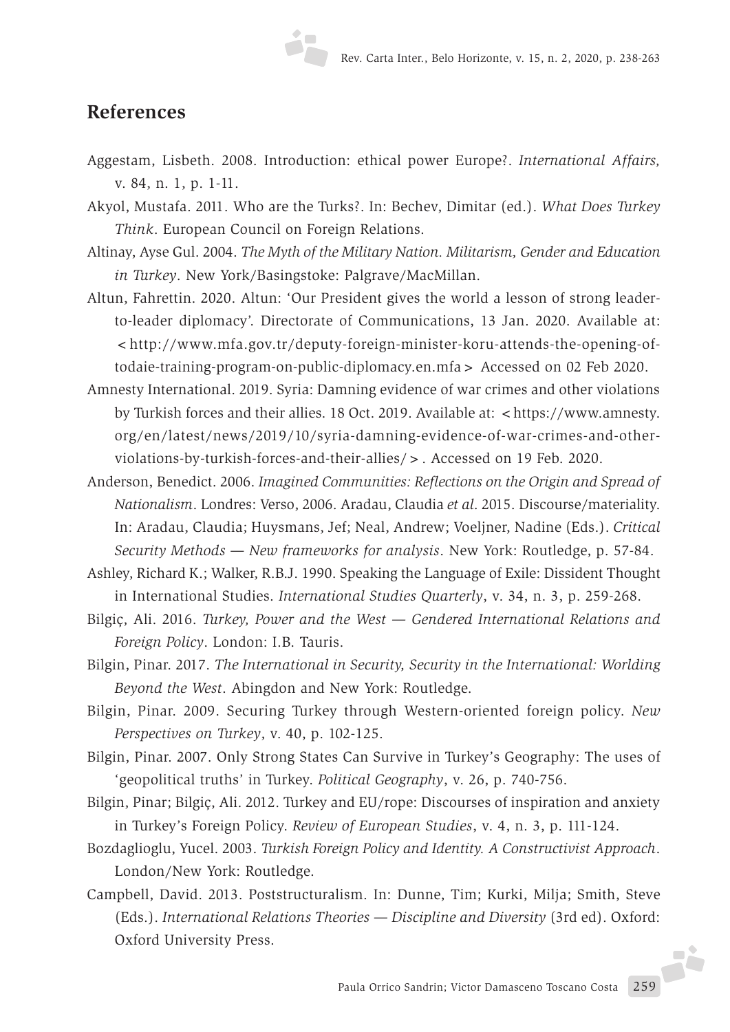## References

Aggestam, Lisbeth. 2008. Introduction: ethical power Europe?. *International Affairs,* v. 84, n. 1, p. 1-11.

Akyol, Mustafa. 2011. Who are the Turks?. In: Bechev, Dimitar (ed.). *What Does Turkey Think*. European Council on Foreign Relations.

Altinay, Ayse Gul. 2004. *The Myth of the Military Nation. Militarism, Gender and Education in Turkey*. New York/Basingstoke: Palgrave/MacMillan.

Altun, Fahrettin. 2020. Altun: 'Our President gives the world a lesson of strong leader-to-leader diplomacy'. Directorate of Communications, 13 Jan. 2020. Available at: <http://www.mfa.gov.tr/deputy-foreign-minister-koru-attends-the-opening-of-todaie-training-program-on-public-diplomacy.en.mfa> Accessed on 02 Feb 2020.

Amnesty International. 2019. Syria: Damning evidence of war crimes and other violations by Turkish forces and their allies. 18 Oct. 2019. Available at: <https://www.amnesty.org/en/latest/news/2019/10/syria-damning-evidence-of-war-crimes-and-other-violations-by-turkish-forces-and-their-allies/>. Accessed on 19 Feb. 2020.

Anderson, Benedict. 2006. *Imagined Communities: Reflections on the Origin and Spread of Nationalism*. Londres: Verso, 2006. Aradau, Claudia *et al*. 2015. Discourse/materiality. In: Aradau, Claudia; Huysmans, Jef; Neal, Andrew; Voeljner, Nadine (Eds.). *Critical Security Methods — New frameworks for analysis*. New York: Routledge, p. 57-84.

Ashley, Richard K.; Walker, R.B.J. 1990. Speaking the Language of Exile: Dissident Thought in International Studies. *International Studies Quarterly*, v. 34, n. 3, p. 259-268.

Bilgiç, Ali. 2016. *Turkey, Power and the West — Gendered International Relations and Foreign Policy*. London: I.B. Tauris.

Bilgin, Pinar. 2017. *The International in Security, Security in the International: Worlding Beyond the West*. Abingdon and New York: Routledge.

Bilgin, Pinar. 2009. Securing Turkey through Western-oriented foreign policy. *New Perspectives on Turkey*, v. 40, p. 102-125.

Bilgin, Pinar. 2007. Only Strong States Can Survive in Turkey's Geography: The uses of 'geopolitical truths' in Turkey. *Political Geography*, v. 26, p. 740-756.

Bilgin, Pinar; Bilgiç, Ali. 2012. Turkey and EU/rope: Discourses of inspiration and anxiety in Turkey's Foreign Policy. *Review of European Studies*, v. 4, n. 3, p. 111-124.

Bozdaglioglu, Yucel. 2003. *Turkish Foreign Policy and Identity. A Constructivist Approach*. London/New York: Routledge.

Campbell, David. 2013. Poststructuralism. In: Dunne, Tim; Kurki, Milja; Smith, Steve (Eds.). *International Relations Theories — Discipline and Diversity* (3rd ed). Oxford: Oxford University Press.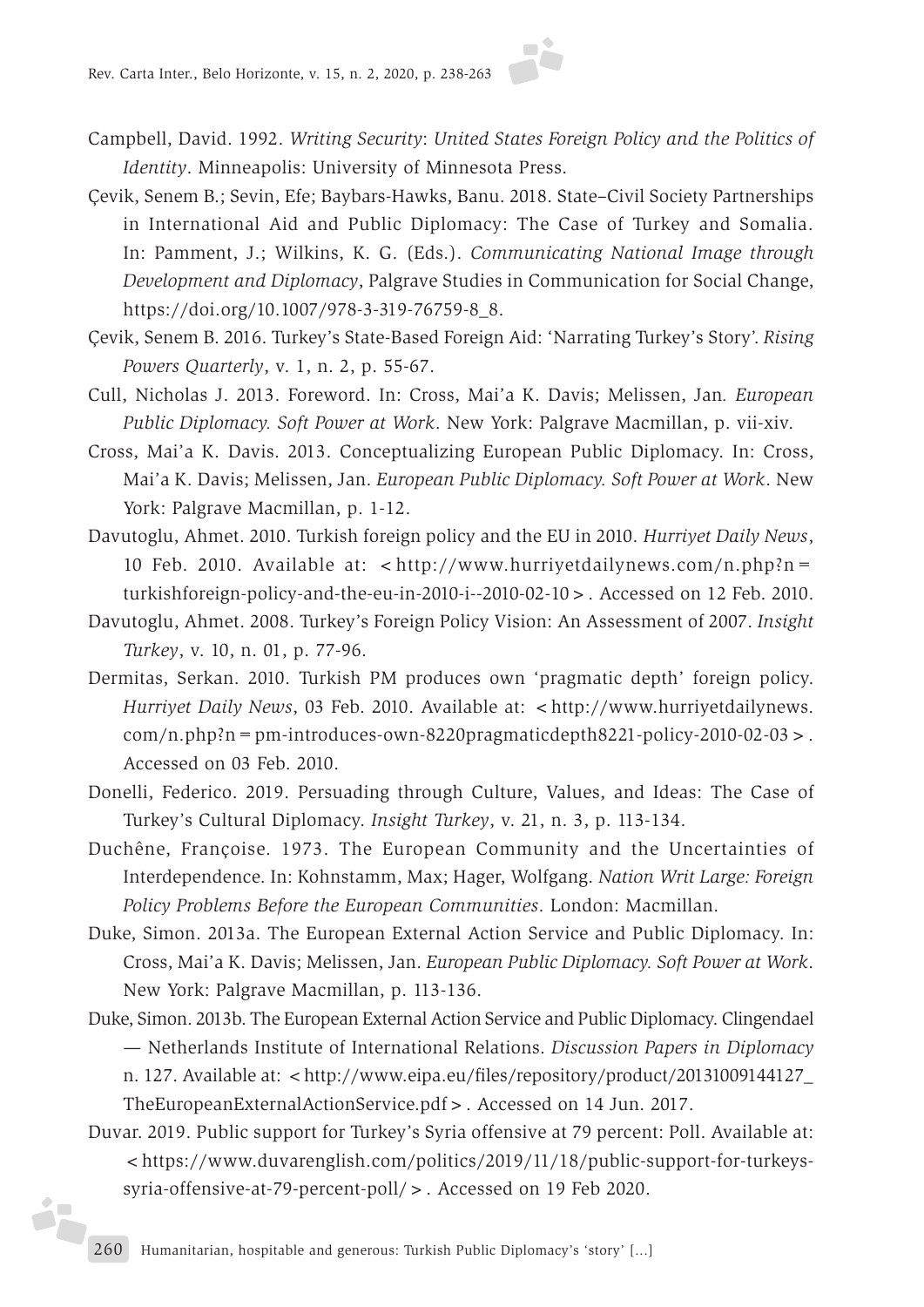Campbell, David. 1992. *Writing Security*: *United States Foreign Policy and the Politics of Identity*. Minneapolis: University of Minnesota Press.

Çevik, Senem B.; Sevin, Efe; Baybars-Hawks, Banu. 2018. State–Civil Society Partnerships in International Aid and Public Diplomacy: The Case of Turkey and Somalia. In: Pamment, J.; Wilkins, K. G. (Eds.). *Communicating National Image through Development and Diplomacy*, Palgrave Studies in Communication for Social Change, https://doi.org/10.1007/978-3-319-76759-8_8.

Çevik, Senem B. 2016. Turkey's State-Based Foreign Aid: 'Narrating Turkey's Story'. *Rising Powers Quarterly*, v. 1, n. 2, p. 55-67.

Cull, Nicholas J. 2013. Foreword. In: Cross, Mai'a K. Davis; Melissen, Jan. *European Public Diplomacy. Soft Power at Work*. New York: Palgrave Macmillan, p. vii-xiv.

Cross, Mai'a K. Davis. 2013. Conceptualizing European Public Diplomacy. In: Cross, Mai'a K. Davis; Melissen, Jan. *European Public Diplomacy. Soft Power at Work*. New York: Palgrave Macmillan, p. 1-12.

Davutoglu, Ahmet. 2010. Turkish foreign policy and the EU in 2010. *Hurriyet Daily News*, 10 Feb. 2010. Available at: <http://www.hurriyetdailynews.com/n.php?n=turkishforeign-policy-and-the-eu-in-2010-i--2010-02-10>. Accessed on 12 Feb. 2010.

Davutoglu, Ahmet. 2008. Turkey's Foreign Policy Vision: An Assessment of 2007. *Insight Turkey*, v. 10, n. 01, p. 77-96.

Dermitas, Serkan. 2010. Turkish PM produces own 'pragmatic depth' foreign policy. *Hurriyet Daily News*, 03 Feb. 2010. Available at: <http://www.hurriyetdailynews.com/n.php?n=pm-introduces-own-8220pragmaticdepth8221-policy-2010-02-03>. Accessed on 03 Feb. 2010.

Donelli, Federico. 2019. Persuading through Culture, Values, and Ideas: The Case of Turkey's Cultural Diplomacy. *Insight Turkey*, v. 21, n. 3, p. 113-134.

Duchêne, Françoise. 1973. The European Community and the Uncertainties of Interdependence. In: Kohnstamm, Max; Hager, Wolfgang. *Nation Writ Large: Foreign Policy Problems Before the European Communities*. London: Macmillan.

Duke, Simon. 2013a. The European External Action Service and Public Diplomacy. In: Cross, Mai'a K. Davis; Melissen, Jan. *European Public Diplomacy. Soft Power at Work*. New York: Palgrave Macmillan, p. 113-136.

Duke, Simon. 2013b. The European External Action Service and Public Diplomacy. Clingendael — Netherlands Institute of International Relations. *Discussion Papers in Diplomacy* n. 127. Available at: <http://www.eipa.eu/files/repository/product/20131009144127_TheEuropeanExternalActionService.pdf>. Accessed on 14 Jun. 2017.

Duvar. 2019. Public support for Turkey's Syria offensive at 79 percent: Poll. Available at: <https://www.duvarenglish.com/politics/2019/11/18/public-support-for-turkeys-syria-offensive-at-79-percent-poll/>. Accessed on 19 Feb 2020.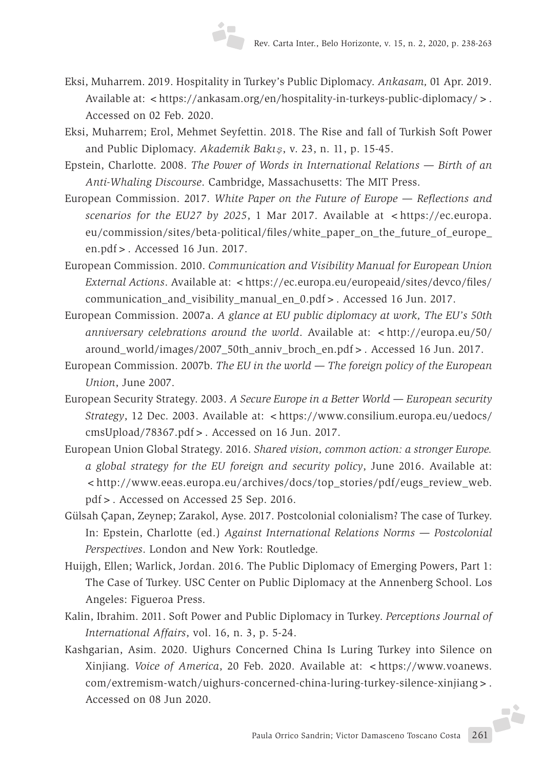Eksi, Muharrem. 2019. Hospitality in Turkey's Public Diplomacy. *Ankasam,* 01 Apr. 2019. Available at: <https://ankasam.org/en/hospitality-in-turkeys-public-diplomacy/>. Accessed on 02 Feb. 2020.

Eksi, Muharrem; Erol, Mehmet Seyfettin. 2018. The Rise and fall of Turkish Soft Power and Public Diplomacy. *Akademik Bakış*, v. 23, n. 11, p. 15-45.

Epstein, Charlotte. 2008. *The Power of Words in International Relations — Birth of an Anti-Whaling Discourse*. Cambridge, Massachusetts: The MIT Press.

European Commission. 2017. *White Paper on the Future of Europe — Reflections and scenarios for the EU27 by 2025*, 1 Mar 2017. Available at <https://ec.europa.eu/commission/sites/beta-political/files/white_paper_on_the_future_of_europe_en.pdf>. Accessed 16 Jun. 2017.

European Commission. 2010. *Communication and Visibility Manual for European Union External Actions*. Available at: <https://ec.europa.eu/europeaid/sites/devco/files/communication_and_visibility_manual_en_0.pdf>. Accessed 16 Jun. 2017.

European Commission. 2007a. *A glance at EU public diplomacy at work, The EU's 50th anniversary celebrations around the world*. Available at: <http://europa.eu/50/around_world/images/2007_50th_anniv_broch_en.pdf>. Accessed 16 Jun. 2017.

European Commission. 2007b. *The EU in the world — The foreign policy of the European Union*, June 2007.

European Security Strategy. 2003. *A Secure Europe in a Better World — European security Strategy*, 12 Dec. 2003. Available at: <https://www.consilium.europa.eu/uedocs/cmsUpload/78367.pdf>. Accessed on 16 Jun. 2017.

European Union Global Strategy. 2016. *Shared vision, common action: a stronger Europe. a global strategy for the EU foreign and security policy*, June 2016. Available at: <http://www.eeas.europa.eu/archives/docs/top_stories/pdf/eugs_review_web.pdf>. Accessed on Accessed 25 Sep. 2016.

Gülsah Çapan, Zeynep; Zarakol, Ayse. 2017. Postcolonial colonialism? The case of Turkey. In: Epstein, Charlotte (ed.) *Against International Relations Norms — Postcolonial Perspectives*. London and New York: Routledge.

Huijgh, Ellen; Warlick, Jordan. 2016. The Public Diplomacy of Emerging Powers, Part 1: The Case of Turkey. USC Center on Public Diplomacy at the Annenberg School. Los Angeles: Figueroa Press.

Kalin, Ibrahim. 2011. Soft Power and Public Diplomacy in Turkey. *Perceptions Journal of International Affairs*, vol. 16, n. 3, p. 5-24.

Kashgarian, Asim. 2020. Uighurs Concerned China Is Luring Turkey into Silence on Xinjiang. *Voice of America*, 20 Feb. 2020. Available at: <https://www.voanews.com/extremism-watch/uighurs-concerned-china-luring-turkey-silence-xinjiang>. Accessed on 08 Jun 2020.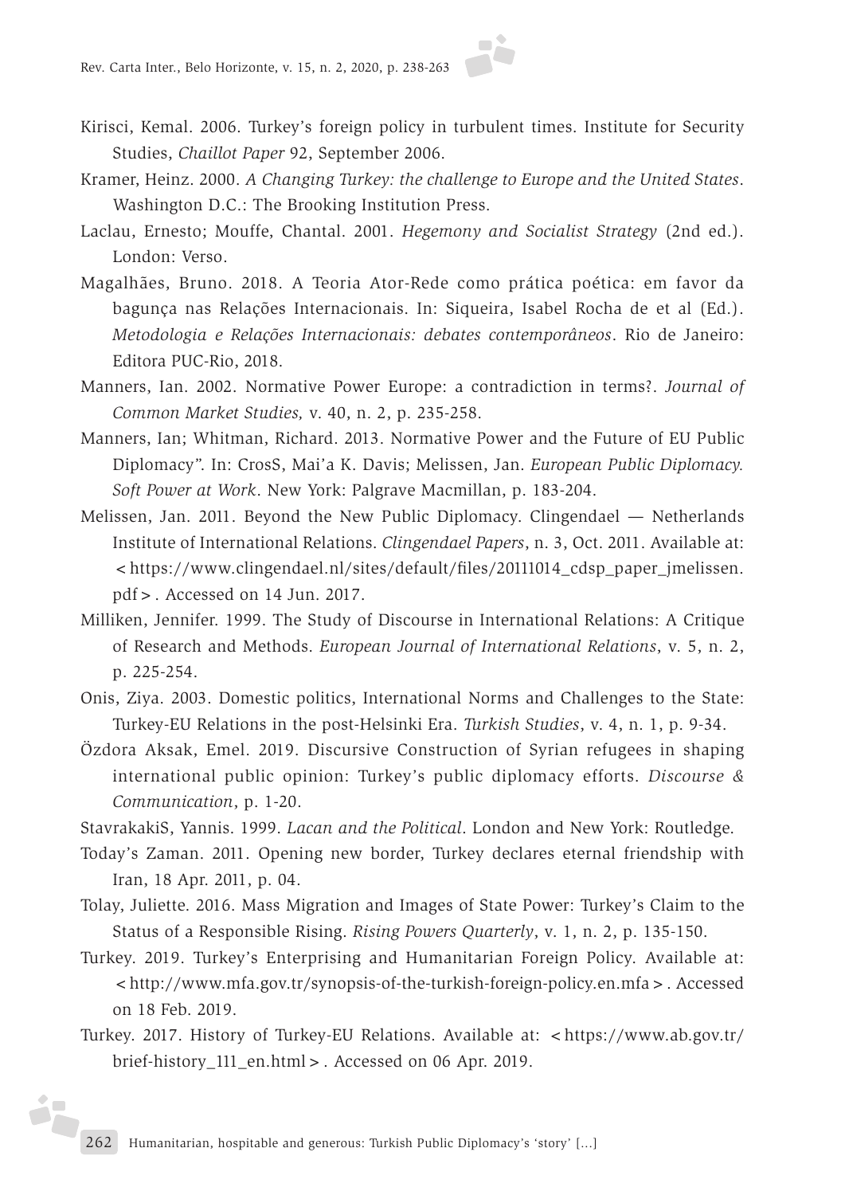Kirisci, Kemal. 2006. Turkey's foreign policy in turbulent times. Institute for Security Studies, *Chaillot Paper* 92, September 2006.

Kramer, Heinz. 2000. *A Changing Turkey: the challenge to Europe and the United States*. Washington D.C.: The Brooking Institution Press.

Laclau, Ernesto; Mouffe, Chantal. 2001. *Hegemony and Socialist Strategy* (2nd ed.). London: Verso.

Magalhães, Bruno. 2018. A Teoria Ator-Rede como prática poética: em favor da bagunça nas Relações Internacionais. In: Siqueira, Isabel Rocha de et al (Ed.). *Metodologia e Relações Internacionais: debates contemporâneos*. Rio de Janeiro: Editora PUC-Rio, 2018.

Manners, Ian. 2002. Normative Power Europe: a contradiction in terms?. *Journal of Common Market Studies,* v. 40, n. 2, p. 235-258.

Manners, Ian; Whitman, Richard. 2013. Normative Power and the Future of EU Public Diplomacy". In: CrosS, Mai'a K. Davis; Melissen, Jan. *European Public Diplomacy. Soft Power at Work*. New York: Palgrave Macmillan, p. 183-204.

Melissen, Jan. 2011. Beyond the New Public Diplomacy. Clingendael — Netherlands Institute of International Relations. *Clingendael Papers*, n. 3, Oct. 2011. Available at: <https://www.clingendael.nl/sites/default/files/20111014_cdsp_paper_jmelissen.pdf>. Accessed on 14 Jun. 2017.

Milliken, Jennifer. 1999. The Study of Discourse in International Relations: A Critique of Research and Methods. *European Journal of International Relations*, v. 5, n. 2, p. 225-254.

Onis, Ziya. 2003. Domestic politics, International Norms and Challenges to the State: Turkey-EU Relations in the post-Helsinki Era. *Turkish Studies*, v. 4, n. 1, p. 9-34.

Özdora Aksak, Emel. 2019. Discursive Construction of Syrian refugees in shaping international public opinion: Turkey's public diplomacy efforts. *Discourse & Communication*, p. 1-20.

StavrakakiS, Yannis. 1999. *Lacan and the Political*. London and New York: Routledge.

Today's Zaman. 2011. Opening new border, Turkey declares eternal friendship with Iran, 18 Apr. 2011, p. 04.

Tolay, Juliette. 2016. Mass Migration and Images of State Power: Turkey's Claim to the Status of a Responsible Rising. *Rising Powers Quarterly*, v. 1, n. 2, p. 135-150.

Turkey. 2019. Turkey's Enterprising and Humanitarian Foreign Policy. Available at: <http://www.mfa.gov.tr/synopsis-of-the-turkish-foreign-policy.en.mfa>. Accessed on 18 Feb. 2019.

Turkey. 2017. History of Turkey-EU Relations. Available at: <https://www.ab.gov.tr/brief-history_111_en.html>. Accessed on 06 Apr. 2019.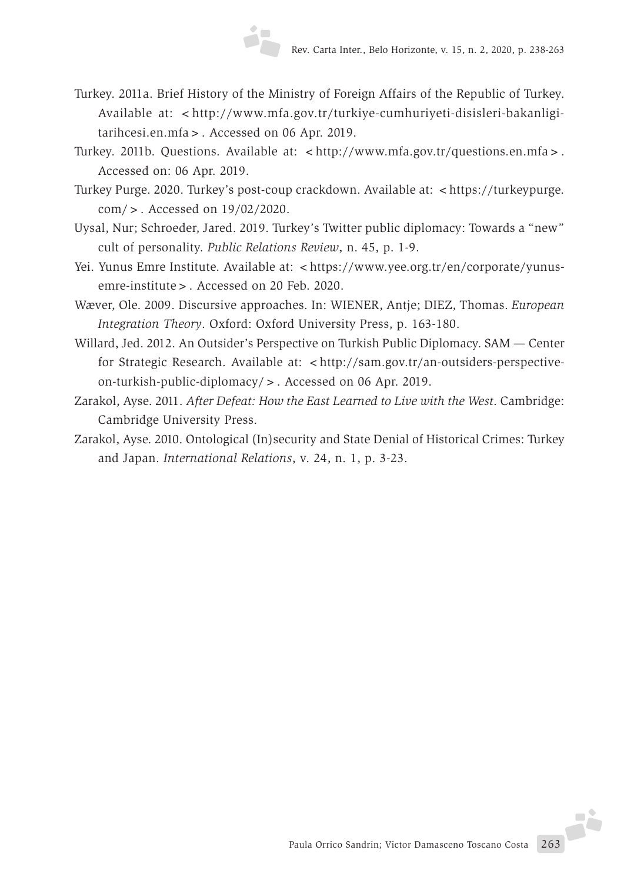Turkey. 2011a. Brief History of the Ministry of Foreign Affairs of the Republic of Turkey. Available at: <http://www.mfa.gov.tr/turkiye-cumhuriyeti-disisleri-bakanligi-tarihcesi.en.mfa>. Accessed on 06 Apr. 2019.

Turkey. 2011b. Questions. Available at: <http://www.mfa.gov.tr/questions.en.mfa>. Accessed on: 06 Apr. 2019.

Turkey Purge. 2020. Turkey's post-coup crackdown. Available at: <https://turkeypurge.com/>. Accessed on 19/02/2020.

Uysal, Nur; Schroeder, Jared. 2019. Turkey's Twitter public diplomacy: Towards a "new" cult of personality. *Public Relations Review*, n. 45, p. 1-9.

Yei. Yunus Emre Institute. Available at: <https://www.yee.org.tr/en/corporate/yunus-emre-institute>. Accessed on 20 Feb. 2020.

Wæver, Ole. 2009. Discursive approaches. In: WIENER, Antje; DIEZ, Thomas. *European Integration Theory*. Oxford: Oxford University Press, p. 163-180.

Willard, Jed. 2012. An Outsider's Perspective on Turkish Public Diplomacy. SAM — Center for Strategic Research. Available at: <http://sam.gov.tr/an-outsiders-perspective-on-turkish-public-diplomacy/>. Accessed on 06 Apr. 2019.

Zarakol, Ayse. 2011. *After Defeat: How the East Learned to Live with the West*. Cambridge: Cambridge University Press.

Zarakol, Ayse. 2010. Ontological (In)security and State Denial of Historical Crimes: Turkey and Japan. *International Relations*, v. 24, n. 1, p. 3-23.